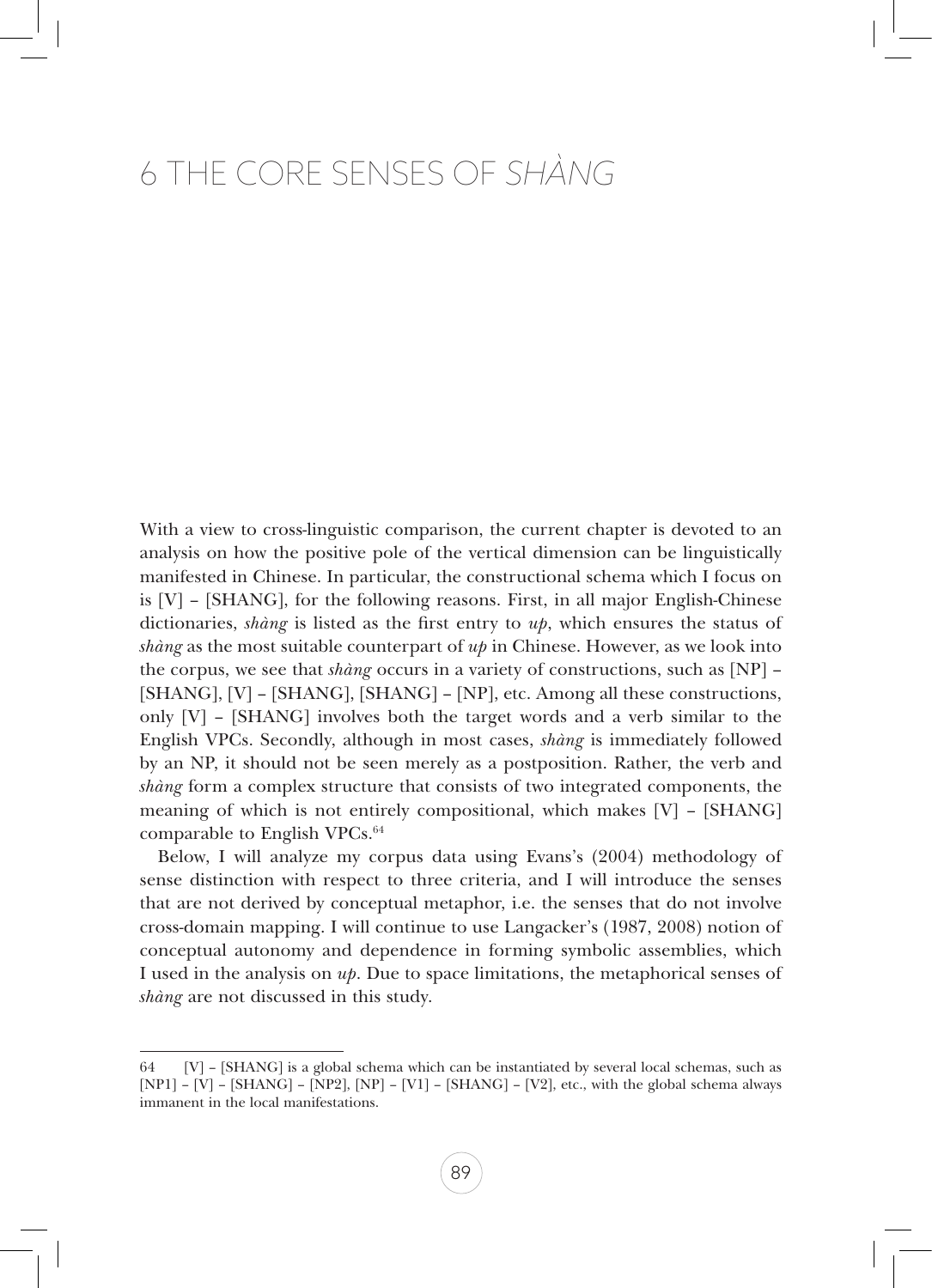# 6 THE CORE SENSES OF *SHÀNG*

With a view to cross-linguistic comparison, the current chapter is devoted to an analysis on how the positive pole of the vertical dimension can be linguistically manifested in Chinese. In particular, the constructional schema which I focus on is [V] – [SHANG], for the following reasons. First, in all major English-Chinese dictionaries, *shàng* is listed as the first entry to *up*, which ensures the status of *shàng* as the most suitable counterpart of *up* in Chinese. However, as we look into the corpus, we see that *shàng* occurs in a variety of constructions, such as [NP] – [SHANG], [V] – [SHANG], [SHANG] – [NP], etc. Among all these constructions, only [V] – [SHANG] involves both the target words and a verb similar to the English VPCs. Secondly, although in most cases, *shàng* is immediately followed by an NP, it should not be seen merely as a postposition. Rather, the verb and *shàng* form a complex structure that consists of two integrated components, the meaning of which is not entirely compositional, which makes [V] – [SHANG] comparable to English VPCs.[64]

Below, I will analyze my corpus data using Evans's (2004) methodology of sense distinction with respect to three criteria, and I will introduce the senses that are not derived by conceptual metaphor, i.e. the senses that do not involve cross-domain mapping. I will continue to use Langacker's (1987, 2008) notion of conceptual autonomy and dependence in forming symbolic assemblies, which I used in the analysis on *up*. Due to space limitations, the metaphorical senses of *shàng* are not discussed in this study.

---

64 [V] – [SHANG] is a global schema which can be instantiated by several local schemas, such as [NP1] – [V] – [SHANG] – [NP2], [NP] – [V1] – [SHANG] – [V2], etc., with the global schema always immanent in the local manifestations.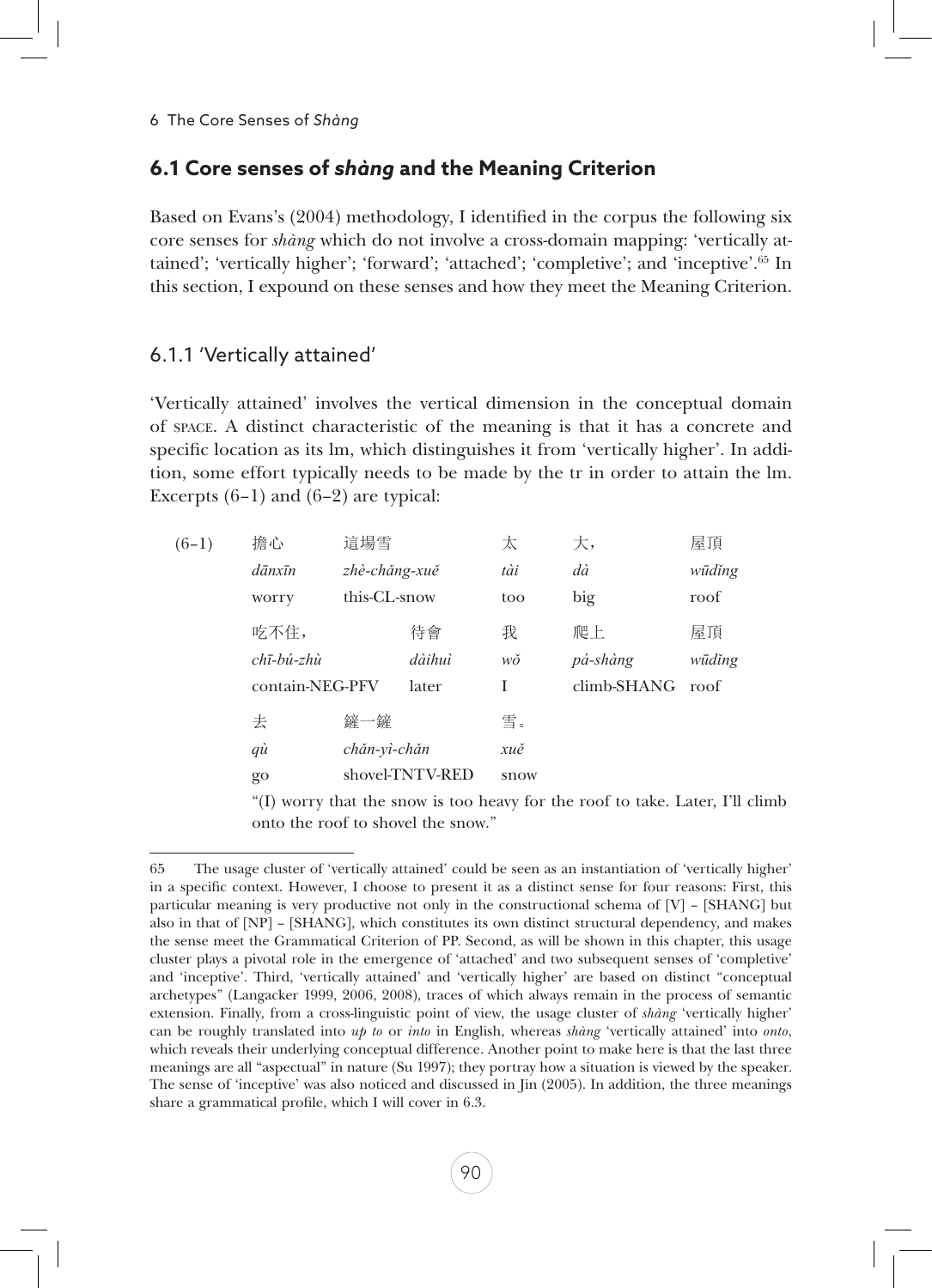## 6.1 Core senses of *shàng* and the Meaning Criterion

Based on Evans's (2004) methodology, I identified in the corpus the following six core senses for *shàng* which do not involve a cross-domain mapping: 'vertically attained'; 'vertically higher'; 'forward'; 'attached'; 'completive'; and 'inceptive'.[65] In this section, I expound on these senses and how they meet the Meaning Criterion.

### 6.1.1 'Vertically attained'

'Vertically attained' involves the vertical dimension in the conceptual domain of SPACE. A distinct characteristic of the meaning is that it has a concrete and specific location as its lm, which distinguishes it from 'vertically higher'. In addition, some effort typically needs to be made by the tr in order to attain the lm. Excerpts (6–1) and (6–2) are typical:

(6–1)

| 擔心 | 這場雪 | 太 | 大， | 屋頂 |
|---|---|---|---|---|
| *dānxīn* | *zhè-chǎng-xuě* | *tài* | *dà* | *wūdǐng* |
| worry | this-CL-snow | too | big | roof |

| 吃不住， | 待會 | 我 | 爬上 | 屋頂 |
|---|---|---|---|---|
| *chī-bú-zhù* | *dàihuì* | *wǒ* | *pá-shàng* | *wūdǐng* |
| contain-NEG-PFV | later | I | climb-SHANG | roof |

| 去 | 鏟一鏟 | 雪。 |
|---|---|---|
| *qù* | *chǎn-yì-chǎn* | *xuě* |
| go | shovel-TNTV-RED | snow |

"(I) worry that the snow is too heavy for the roof to take. Later, I'll climb onto the roof to shovel the snow."

---

65 The usage cluster of 'vertically attained' could be seen as an instantiation of 'vertically higher' in a specific context. However, I choose to present it as a distinct sense for four reasons: First, this particular meaning is very productive not only in the constructional schema of [V] – [SHANG] but also in that of [NP] – [SHANG], which constitutes its own distinct structural dependency, and makes the sense meet the Grammatical Criterion of PP. Second, as will be shown in this chapter, this usage cluster plays a pivotal role in the emergence of 'attached' and two subsequent senses of 'completive' and 'inceptive'. Third, 'vertically attained' and 'vertically higher' are based on distinct "conceptual archetypes" (Langacker 1999, 2006, 2008), traces of which always remain in the process of semantic extension. Finally, from a cross-linguistic point of view, the usage cluster of *shàng* 'vertically higher' can be roughly translated into *up to* or *into* in English, whereas *shàng* 'vertically attained' into *onto*, which reveals their underlying conceptual difference. Another point to make here is that the last three meanings are all "aspectual" in nature (Su 1997); they portray how a situation is viewed by the speaker. The sense of 'inceptive' was also noticed and discussed in Jin (2005). In addition, the three meanings share a grammatical profile, which I will cover in 6.3.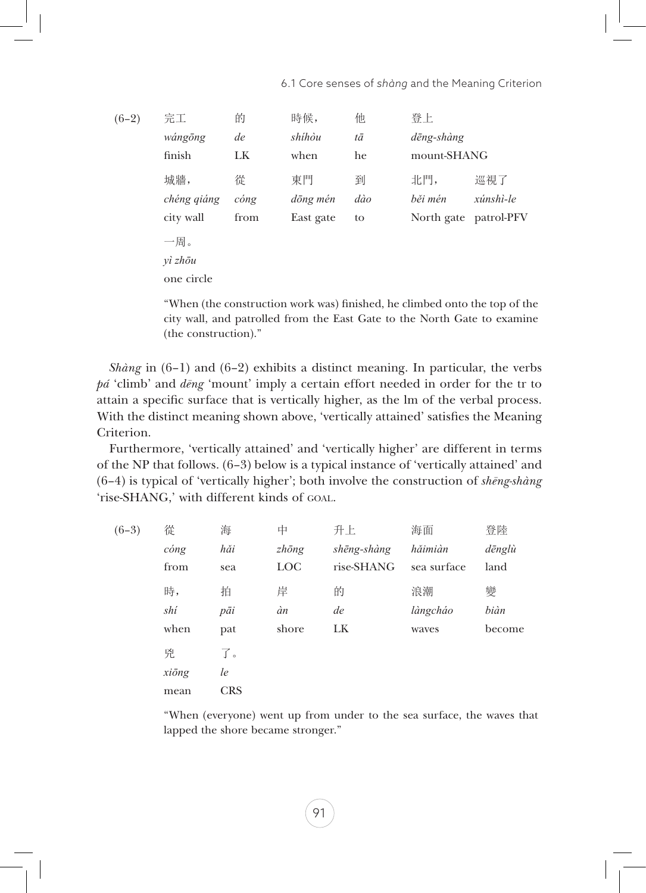(6–2)

| 完工 | 的 | 時候， | 他 | 登上 | |
|---|---|---|---|---|---|
| *wángōng* | *de* | *shíhòu* | *tā* | *dēng-shàng* | |
| finish | LK | when | he | mount-SHANG | |
| 城牆， | 從 | 東門 | 到 | 北門， | 巡視了 |
| *chéng qiáng* | *cóng* | *dōng mén* | *dào* | *běi mén* | *xúnshì-le* |
| city wall | from | East gate | to | North gate | patrol-PFV |
| 一周。 | | | | | |
| *yì zhōu* | | | | | |
| one circle | | | | | |

"When (the construction work was) finished, he climbed onto the top of the city wall, and patrolled from the East Gate to the North Gate to examine (the construction)."

*Shàng* in (6–1) and (6–2) exhibits a distinct meaning. In particular, the verbs *pá* 'climb' and *dēng* 'mount' imply a certain effort needed in order for the tr to attain a specific surface that is vertically higher, as the lm of the verbal process. With the distinct meaning shown above, 'vertically attained' satisfies the Meaning Criterion.

Furthermore, 'vertically attained' and 'vertically higher' are different in terms of the NP that follows. (6–3) below is a typical instance of 'vertically attained' and (6–4) is typical of 'vertically higher'; both involve the construction of *shēng-shàng* 'rise-SHANG,' with different kinds of GOAL.

(6–3)

| 從 | 海 | 中 | 升上 | 海面 | 登陸 |
|---|---|---|---|---|---|
| *cóng* | *hǎi* | *zhōng* | *shēng-shàng* | *hǎimiàn* | *dēnglù* |
| from | sea | LOC | rise-SHANG | sea surface | land |
| 時， | 拍 | 岸 | 的 | 浪潮 | 變 |
| *shí* | *pāi* | *àn* | *de* | *làngcháo* | *biàn* |
| when | pat | shore | LK | waves | become |
| 兇 | 了。 | | | | |
| *xiōng* | *le* | | | | |
| mean | CRS | | | | |

"When (everyone) went up from under to the sea surface, the waves that lapped the shore became stronger."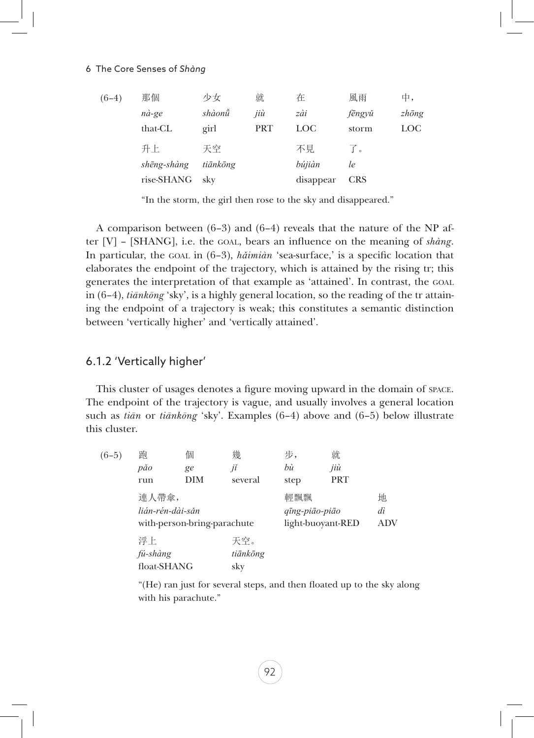| (6–4) | 那個 | 少女 | 就 | 在 | 風雨 | 中， |
|---|---|---|---|---|---|---|
| | *nà-ge* | *shàonǚ* | *jiù* | *zài* | *fēngyǔ* | *zhōng* |
| | that-CL | girl | PRT | LOC | storm | LOC |
| | 升上 | 天空 | | 不見 | 了。 | |
| | *shēng-shàng* | *tiānkōng* | | *bújiàn* | *le* | |
| | rise-SHANG | sky | | disappear | CRS | |

"In the storm, the girl then rose to the sky and disappeared."

A comparison between (6–3) and (6–4) reveals that the nature of the NP after [V] – [SHANG], i.e. the GOAL, bears an influence on the meaning of *shàng*. In particular, the GOAL in (6–3), *hǎimiàn* 'sea-surface,' is a specific location that elaborates the endpoint of the trajectory, which is attained by the rising tr; this generates the interpretation of that example as 'attained'. In contrast, the GOAL in (6–4), *tiānkōng* 'sky', is a highly general location, so the reading of the tr attaining the endpoint of a trajectory is weak; this constitutes a semantic distinction between 'vertically higher' and 'vertically attained'.

### 6.1.2 'Vertically higher'

This cluster of usages denotes a figure moving upward in the domain of SPACE. The endpoint of the trajectory is vague, and usually involves a general location such as *tiān* or *tiānkōng* 'sky'. Examples (6–4) above and (6–5) below illustrate this cluster.

| (6–5) | 跑 | 個 | 幾 | 步， | 就 | |
|---|---|---|---|---|---|---|
| | *pǎo* | *ge* | *jǐ* | *bù* | *jiù* | |
| | run | DIM | several | step | PRT | |
| | 連人帶傘， | | | 輕飄飄 | | 地 |
| | *lián-rén-dài-sǎn* | | | *qīng-piāo-piāo* | | *dì* |
| | with-person-bring-parachute | | | light-buoyant-RED | | ADV |
| | 浮上 | | 天空。 | | | |
| | *fú-shàng* | | *tiānkōng* | | | |
| | float-SHANG | | sky | | | |

"(He) ran just for several steps, and then floated up to the sky along with his parachute."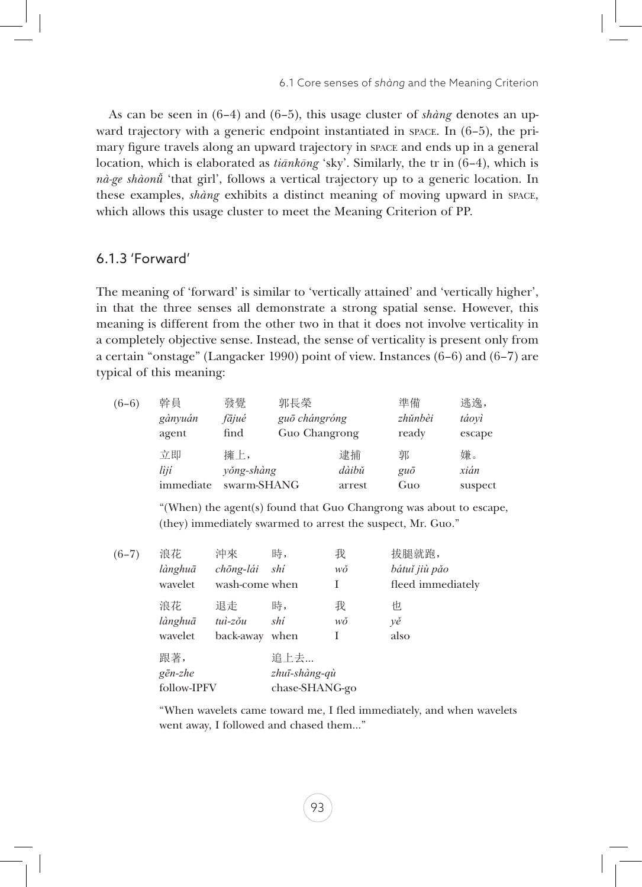As can be seen in (6–4) and (6–5), this usage cluster of *shàng* denotes an upward trajectory with a generic endpoint instantiated in SPACE. In (6–5), the primary figure travels along an upward trajectory in SPACE and ends up in a general location, which is elaborated as *tiānkōng* 'sky'. Similarly, the tr in (6–4), which is *nà-ge shàonǚ* 'that girl', follows a vertical trajectory up to a generic location. In these examples, *shàng* exhibits a distinct meaning of moving upward in SPACE, which allows this usage cluster to meet the Meaning Criterion of PP.

### 6.1.3 'Forward'

The meaning of 'forward' is similar to 'vertically attained' and 'vertically higher', in that the three senses all demonstrate a strong spatial sense. However, this meaning is different from the other two in that it does not involve verticality in a completely objective sense. Instead, the sense of verticality is present only from a certain "onstage" (Langacker 1990) point of view. Instances (6–6) and (6–7) are typical of this meaning:

(6–6)

| 幹員 | 發覺 | 郭長榮 | 準備 | 逃逸， |
|---|---|---|---|---|
| *gànyuán* | *fājué* | *guō chángróng* | *zhǔnbèi* | *táoyì* |
| agent | find | Guo Changrong | ready | escape |

| 立即 | 擁上， | 逮捕 | 郭 | 嫌。 |
|---|---|---|---|---|
| *lìjí* | *yǒng-shàng* | *dàibǔ* | *guō* | *xián* |
| immediate | swarm-SHANG | arrest | Guo | suspect |

"(When) the agent(s) found that Guo Changrong was about to escape, (they) immediately swarmed to arrest the suspect, Mr. Guo."

(6–7)

| 浪花 | 沖來 | 時， | 我 | 拔腿就跑， |
|---|---|---|---|---|
| *lànghuā* | *chōng-lái* | *shí* | *wǒ* | *bátuǐ jiù pǎo* |
| wavelet | wash-come | when | I | fled immediately |

| 浪花 | 退走 | 時， | 我 | 也 |
|---|---|---|---|---|
| *lànghuā* | *tuì-zǒu* | *shí* | *wǒ* | *yě* |
| wavelet | back-away | when | I | also |

| 跟著， | 追上去... |
|---|---|
| *gēn-zhe* | *zhuī-shàng-qù* |
| follow-IPFV | chase-SHANG-go |

"When wavelets came toward me, I fled immediately, and when wavelets went away, I followed and chased them..."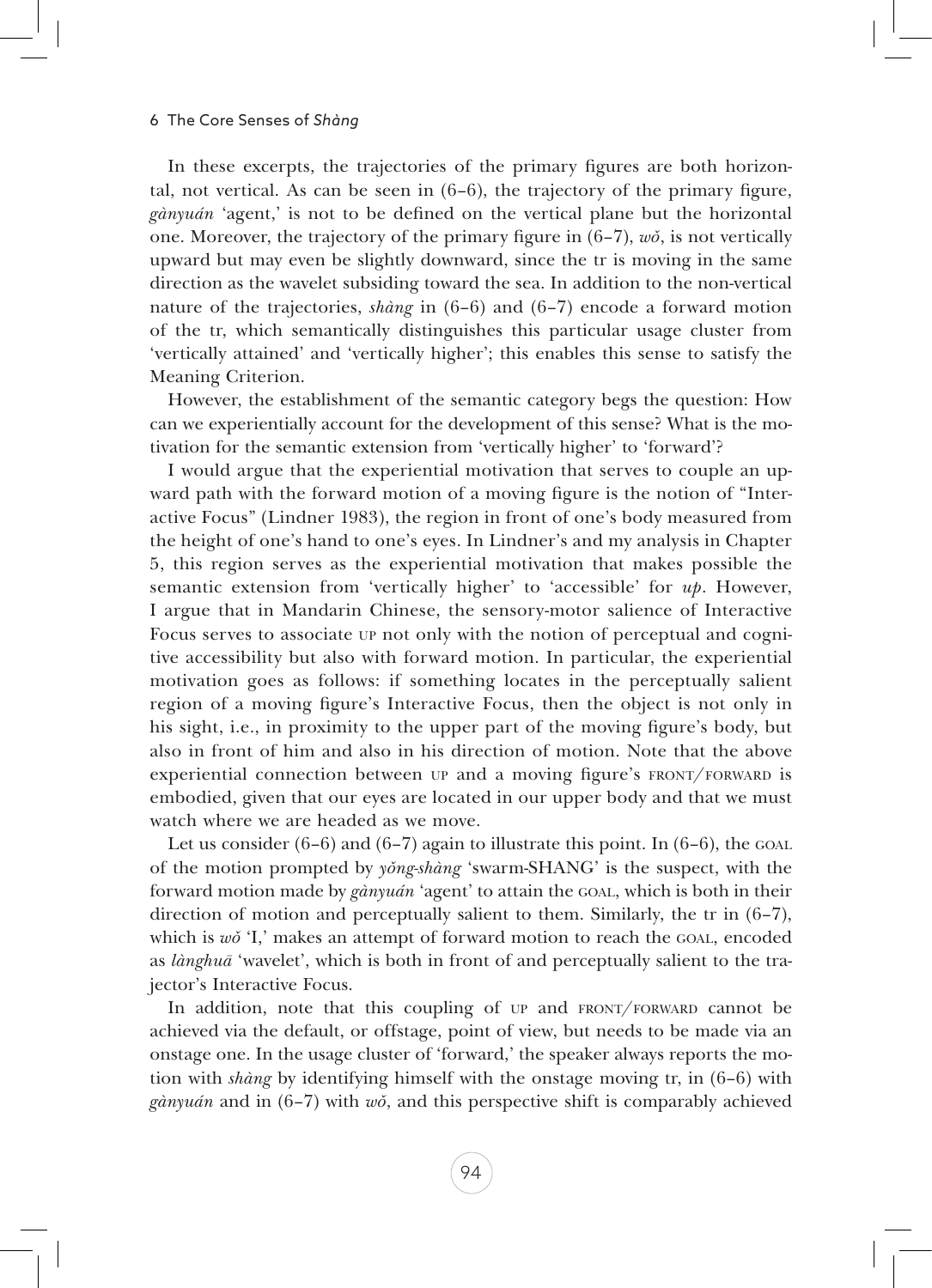In these excerpts, the trajectories of the primary figures are both horizontal, not vertical. As can be seen in (6–6), the trajectory of the primary figure, *gànyuán* 'agent,' is not to be defined on the vertical plane but the horizontal one. Moreover, the trajectory of the primary figure in (6–7), *wǒ*, is not vertically upward but may even be slightly downward, since the tr is moving in the same direction as the wavelet subsiding toward the sea. In addition to the non-vertical nature of the trajectories, *shàng* in (6–6) and (6–7) encode a forward motion of the tr, which semantically distinguishes this particular usage cluster from 'vertically attained' and 'vertically higher'; this enables this sense to satisfy the Meaning Criterion.

However, the establishment of the semantic category begs the question: How can we experientially account for the development of this sense? What is the motivation for the semantic extension from 'vertically higher' to 'forward'?

I would argue that the experiential motivation that serves to couple an upward path with the forward motion of a moving figure is the notion of "Interactive Focus" (Lindner 1983), the region in front of one's body measured from the height of one's hand to one's eyes. In Lindner's and my analysis in Chapter 5, this region serves as the experiential motivation that makes possible the semantic extension from 'vertically higher' to 'accessible' for *up*. However, I argue that in Mandarin Chinese, the sensory-motor salience of Interactive Focus serves to associate UP not only with the notion of perceptual and cognitive accessibility but also with forward motion. In particular, the experiential motivation goes as follows: if something locates in the perceptually salient region of a moving figure's Interactive Focus, then the object is not only in his sight, i.e., in proximity to the upper part of the moving figure's body, but also in front of him and also in his direction of motion. Note that the above experiential connection between UP and a moving figure's FRONT/FORWARD is embodied, given that our eyes are located in our upper body and that we must watch where we are headed as we move.

Let us consider (6–6) and (6–7) again to illustrate this point. In (6–6), the GOAL of the motion prompted by *yǒng-shàng* 'swarm-SHANG' is the suspect, with the forward motion made by *gànyuán* 'agent' to attain the GOAL, which is both in their direction of motion and perceptually salient to them. Similarly, the tr in (6–7), which is *wǒ* 'I,' makes an attempt of forward motion to reach the GOAL, encoded as *lànghuā* 'wavelet', which is both in front of and perceptually salient to the trajector's Interactive Focus.

In addition, note that this coupling of UP and FRONT/FORWARD cannot be achieved via the default, or offstage, point of view, but needs to be made via an onstage one. In the usage cluster of 'forward,' the speaker always reports the motion with *shàng* by identifying himself with the onstage moving tr, in (6–6) with *gànyuán* and in (6–7) with *wǒ*, and this perspective shift is comparably achieved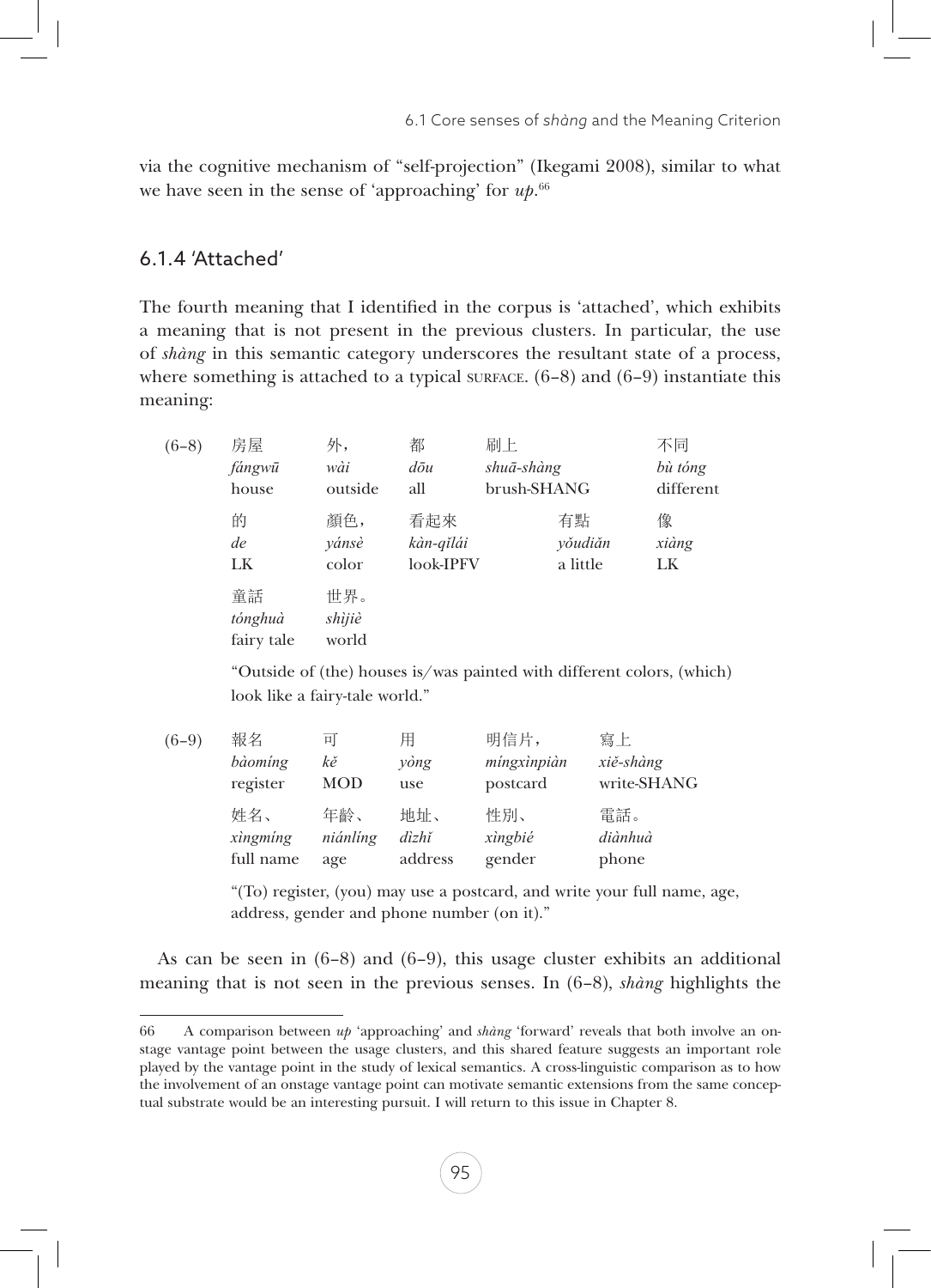via the cognitive mechanism of "self-projection" (Ikegami 2008), similar to what we have seen in the sense of 'approaching' for *up*.[66]

### 6.1.4 'Attached'

The fourth meaning that I identified in the corpus is 'attached', which exhibits a meaning that is not present in the previous clusters. In particular, the use of *shàng* in this semantic category underscores the resultant state of a process, where something is attached to a typical SURFACE. (6–8) and (6–9) instantiate this meaning:

(6–8)

| 房屋 | 外， | 都 | 刷上 | 不同 |
|---|---|---|---|---|
| *fángwū* | *wài* | *dōu* | *shuā-shàng* | *bù tóng* |
| house | outside | all | brush-SHANG | different |

| 的 | 顏色， | 看起來 | 有點 | 像 |
|---|---|---|---|---|
| *de* | *yánsè* | *kàn-qǐlái* | *yǒudiǎn* | *xiàng* |
| LK | color | look-IPFV | a little | LK |

| 童話 | 世界。 |
|---|---|
| *tónghuà* | *shìjiè* |
| fairy tale | world |

"Outside of (the) houses is/was painted with different colors, (which) look like a fairy-tale world."

(6–9)

| 報名 | 可 | 用 | 明信片， | 寫上 |
|---|---|---|---|---|
| *bàomíng* | *kě* | *yòng* | *míngxìnpiàn* | *xiě-shàng* |
| register | MOD | use | postcard | write-SHANG |

| 姓名、 | 年齡、 | 地址、 | 性別、 | 電話。 |
|---|---|---|---|---|
| *xìngmíng* | *niánlíng* | *dìzhǐ* | *xìngbié* | *diànhuà* |
| full name | age | address | gender | phone |

"(To) register, (you) may use a postcard, and write your full name, age, address, gender and phone number (on it)."

As can be seen in (6–8) and (6–9), this usage cluster exhibits an additional meaning that is not seen in the previous senses. In (6–8), *shàng* highlights the

---

66 A comparison between *up* 'approaching' and *shàng* 'forward' reveals that both involve an onstage vantage point between the usage clusters, and this shared feature suggests an important role played by the vantage point in the study of lexical semantics. A cross-linguistic comparison as to how the involvement of an onstage vantage point can motivate semantic extensions from the same conceptual substrate would be an interesting pursuit. I will return to this issue in Chapter 8.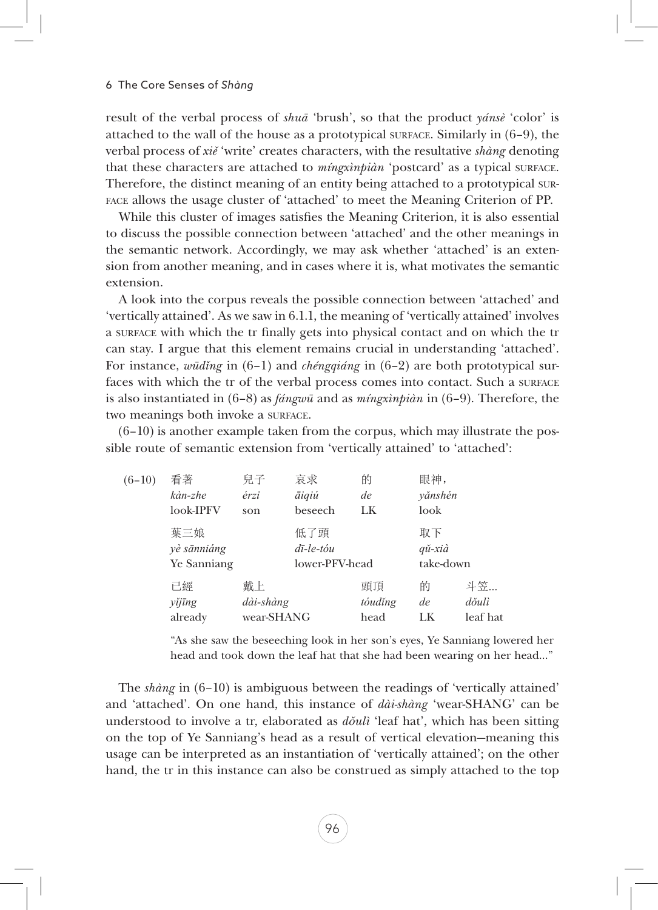result of the verbal process of *shuā* 'brush', so that the product *yánsè* 'color' is attached to the wall of the house as a prototypical SURFACE. Similarly in (6–9), the verbal process of *xiě* 'write' creates characters, with the resultative *shàng* denoting that these characters are attached to *míngxìnpiàn* 'postcard' as a typical SURFACE. Therefore, the distinct meaning of an entity being attached to a prototypical SURFACE allows the usage cluster of 'attached' to meet the Meaning Criterion of PP.

While this cluster of images satisfies the Meaning Criterion, it is also essential to discuss the possible connection between 'attached' and the other meanings in the semantic network. Accordingly, we may ask whether 'attached' is an extension from another meaning, and in cases where it is, what motivates the semantic extension.

A look into the corpus reveals the possible connection between 'attached' and 'vertically attained'. As we saw in 6.1.1, the meaning of 'vertically attained' involves a SURFACE with which the tr finally gets into physical contact and on which the tr can stay. I argue that this element remains crucial in understanding 'attached'. For instance, *wūdǐng* in (6–1) and *chéngqiáng* in (6–2) are both prototypical surfaces with which the tr of the verbal process comes into contact. Such a SURFACE is also instantiated in (6–8) as *fángwū* and as *míngxìnpiàn* in (6–9). Therefore, the two meanings both invoke a SURFACE.

(6–10) is another example taken from the corpus, which may illustrate the possible route of semantic extension from 'vertically attained' to 'attached':

(6–10)

| 看著 | 兒子 | 哀求 | 的 | 眼神， |
|---|---|---|---|---|
| *kàn-zhe* | *érzi* | *āiqiú* | *de* | *yǎnshén* |
| look-IPFV | son | beseech | LK | look |

| 葉三娘 | 低了頭 | 取下 |
|---|---|---|
| *yè sānniáng* | *dī-le-tóu* | *qǔ-xià* |
| Ye Sanniang | lower-PFV-head | take-down |

| 已經 | 戴上 | 頭頂 | 的 | 斗笠… |
|---|---|---|---|---|
| *yǐjīng* | *dài-shàng* | *tóudǐng* | *de* | *dǒulì* |
| already | wear-SHANG | head | LK | leaf hat |

"As she saw the beseeching look in her son's eyes, Ye Sanniang lowered her head and took down the leaf hat that she had been wearing on her head…"

The *shàng* in (6–10) is ambiguous between the readings of 'vertically attained' and 'attached'. On one hand, this instance of *dài-shàng* 'wear-SHANG' can be understood to involve a tr, elaborated as *dǒulì* 'leaf hat', which has been sitting on the top of Ye Sanniang's head as a result of vertical elevation—meaning this usage can be interpreted as an instantiation of 'vertically attained'; on the other hand, the tr in this instance can also be construed as simply attached to the top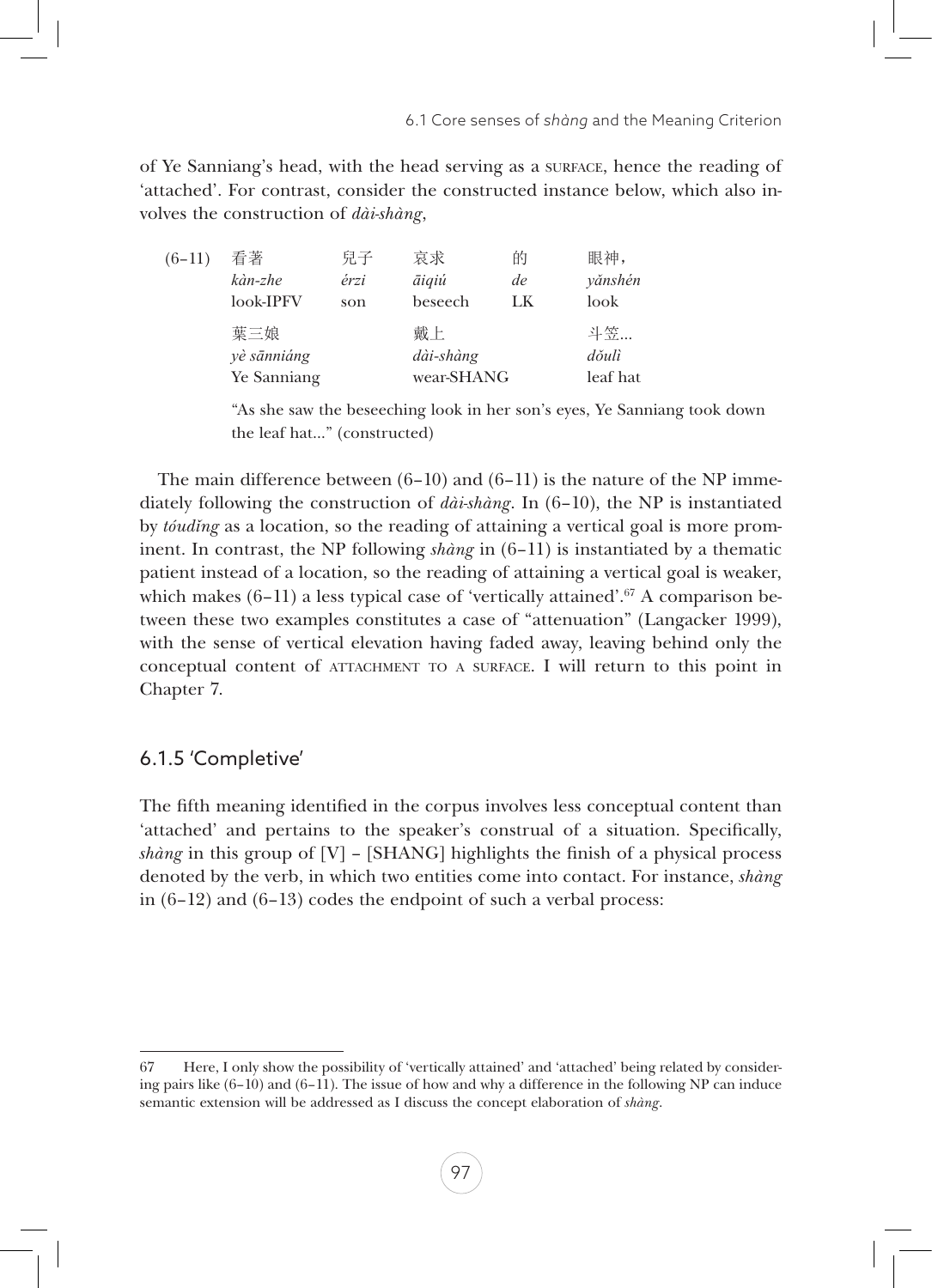of Ye Sanniang's head, with the head serving as a SURFACE, hence the reading of 'attached'. For contrast, consider the constructed instance below, which also involves the construction of *dài-shàng*,

(6–11)

| 看著 | 兒子 | 哀求 | 的 | 眼神， |
|---|---|---|---|---|
| *kàn-zhe* | *érzi* | *āiqiú* | *de* | *yǎnshén* |
| look-IPFV | son | beseech | LK | look |

| 葉三娘 | 戴上 | 斗笠… |
|---|---|---|
| *yè sānniáng* | *dài-shàng* | *dǒulì* |
| Ye Sanniang | wear-SHANG | leaf hat |

"As she saw the beseeching look in her son's eyes, Ye Sanniang took down the leaf hat…" (constructed)

The main difference between (6–10) and (6–11) is the nature of the NP immediately following the construction of *dài-shàng*. In (6–10), the NP is instantiated by *tóudǐng* as a location, so the reading of attaining a vertical goal is more prominent. In contrast, the NP following *shàng* in (6–11) is instantiated by a thematic patient instead of a location, so the reading of attaining a vertical goal is weaker, which makes (6–11) a less typical case of 'vertically attained'.[67] A comparison between these two examples constitutes a case of "attenuation" (Langacker 1999), with the sense of vertical elevation having faded away, leaving behind only the conceptual content of ATTACHMENT TO A SURFACE. I will return to this point in Chapter 7.

### 6.1.5 'Completive'

The fifth meaning identified in the corpus involves less conceptual content than 'attached' and pertains to the speaker's construal of a situation. Specifically, *shàng* in this group of [V] – [SHANG] highlights the finish of a physical process denoted by the verb, in which two entities come into contact. For instance, *shàng* in (6–12) and (6–13) codes the endpoint of such a verbal process:

---

67 Here, I only show the possibility of 'vertically attained' and 'attached' being related by considering pairs like (6–10) and (6–11). The issue of how and why a difference in the following NP can induce semantic extension will be addressed as I discuss the concept elaboration of *shàng*.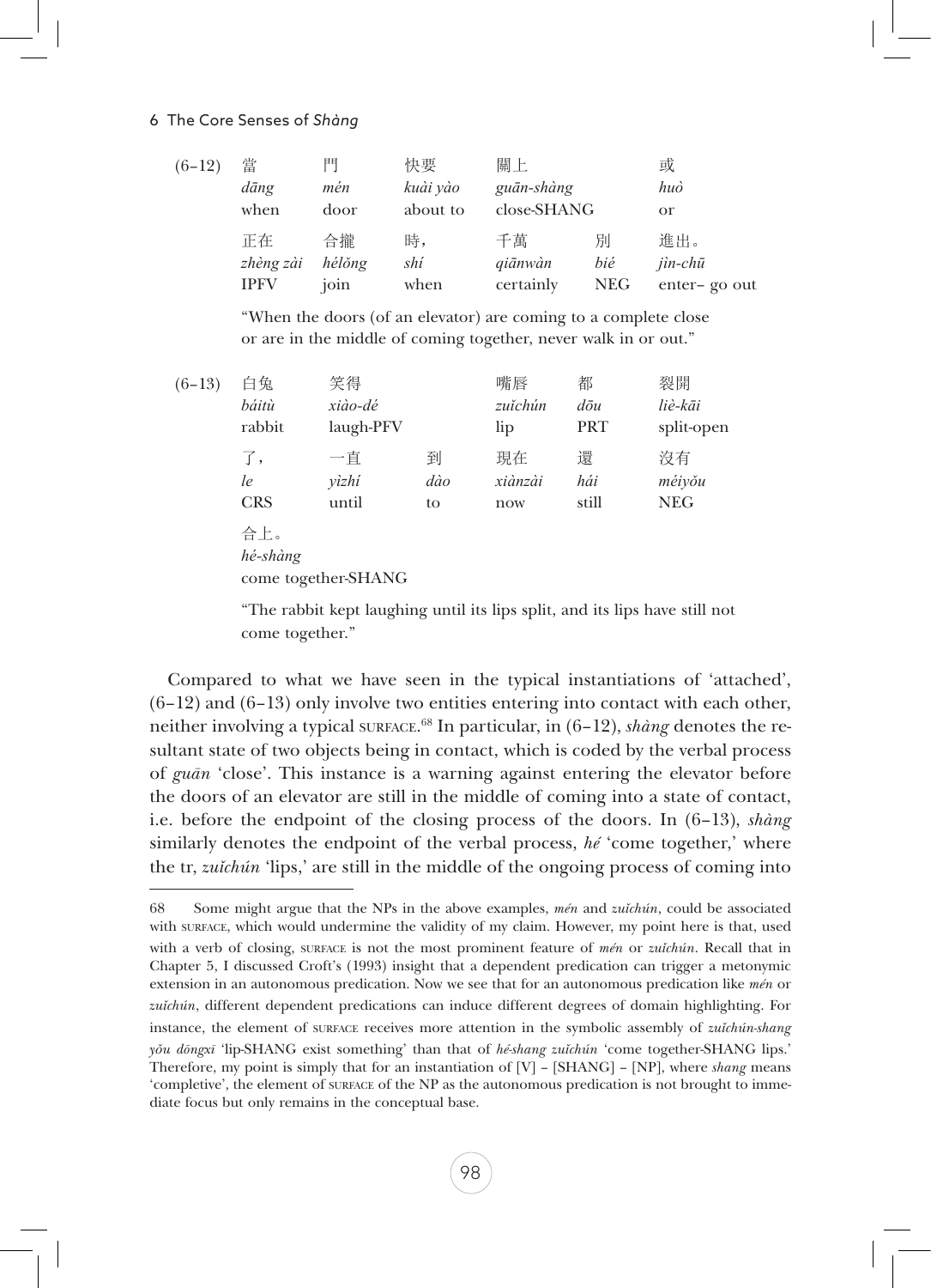(6–12)

| 當 | 門 | 快要 | 關上 | | 或 |
|---|---|---|---|---|---|
| *dāng* | *mén* | *kuài yào* | *guān-shàng* | | *huò* |
| when | door | about to | close-SHANG | | or |
| 正在 | 合攏 | 時， | 千萬 | 別 | 進出。 |
| *zhèng zài* | *hélǒng* | *shí* | *qiānwàn* | *bié* | *jìn-chū* |
| IPFV | join | when | certainly | NEG | enter– go out |

"When the doors (of an elevator) are coming to a complete close or are in the middle of coming together, never walk in or out."

(6–13)

| 白兔 | 笑得 | | 嘴唇 | 都 | 裂開 |
|---|---|---|---|---|---|
| *báitù* | *xiào-dé* | | *zuǐchún* | *dōu* | *liè-kāi* |
| rabbit | laugh-PFV | | lip | PRT | split-open |
| 了， | 一直 | 到 | 現在 | 還 | 沒有 |
| *le* | *yìzhí* | *dào* | *xiànzài* | *hái* | *méiyǒu* |
| CRS | until | to | now | still | NEG |
| 合上。 | | | | | |
| *hé-shàng* | | | | | |
| come together-SHANG | | | | | |

"The rabbit kept laughing until its lips split, and its lips have still not come together."

Compared to what we have seen in the typical instantiations of 'attached', (6–12) and (6–13) only involve two entities entering into contact with each other, neither involving a typical SURFACE.[68] In particular, in (6–12), *shàng* denotes the resultant state of two objects being in contact, which is coded by the verbal process of *guān* 'close'. This instance is a warning against entering the elevator before the doors of an elevator are still in the middle of coming into a state of contact, i.e. before the endpoint of the closing process of the doors. In (6–13), *shàng* similarly denotes the endpoint of the verbal process, *hé* 'come together,' where the tr, *zuǐchún* 'lips,' are still in the middle of the ongoing process of coming into

---

68 Some might argue that the NPs in the above examples, *mén* and *zuǐchún*, could be associated with SURFACE, which would undermine the validity of my claim. However, my point here is that, used with a verb of closing, SURFACE is not the most prominent feature of *mén* or *zuǐchún*. Recall that in Chapter 5, I discussed Croft's (1993) insight that a dependent predication can trigger a metonymic extension in an autonomous predication. Now we see that for an autonomous predication like *mén* or *zuǐchún*, different dependent predications can induce different degrees of domain highlighting. For instance, the element of SURFACE receives more attention in the symbolic assembly of *zuǐchún-shang yǒu dōngxī* 'lip-SHANG exist something' than that of *hé-shang zuǐchún* 'come together-SHANG lips.' Therefore, my point is simply that for an instantiation of [V] – [SHANG] – [NP], where *shang* means 'completive', the element of SURFACE of the NP as the autonomous predication is not brought to immediate focus but only remains in the conceptual base.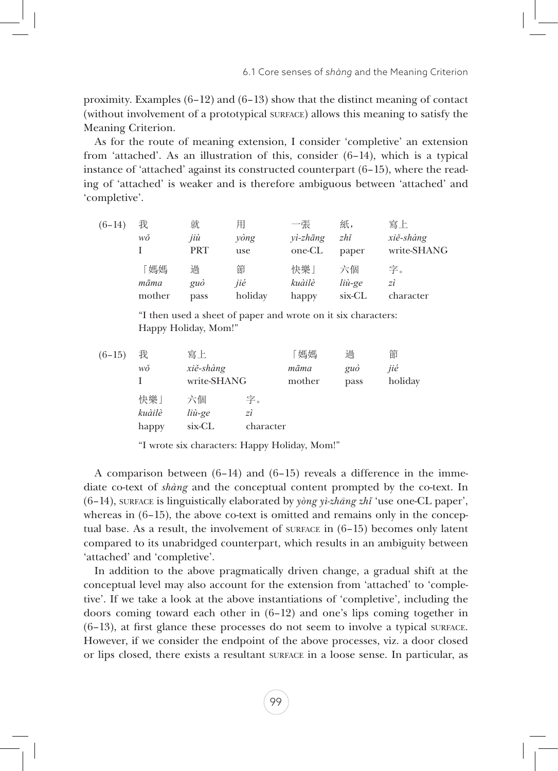proximity. Examples (6–12) and (6–13) show that the distinct meaning of contact (without involvement of a prototypical SURFACE) allows this meaning to satisfy the Meaning Criterion.

As for the route of meaning extension, I consider 'completive' an extension from 'attached'. As an illustration of this, consider (6–14), which is a typical instance of 'attached' against its constructed counterpart (6–15), where the reading of 'attached' is weaker and is therefore ambiguous between 'attached' and 'completive'.

(6–14)

| 我 | 就 | 用 | 一張 | 紙， | 寫上 |
|---|---|---|---|---|---|
| *wǒ* | *jiù* | *yòng* | *yì-zhāng* | *zhǐ* | *xiě-shàng* |
| I | PRT | use | one-CL | paper | write-SHANG |
| 「媽媽 | 過 | 節 | 快樂」 | 六個 | 字。 |
| *māma* | *guò* | *jié* | *kuàilè* | *liù-ge* | *zì* |
| mother | pass | holiday | happy | six-CL | character |

"I then used a sheet of paper and wrote on it six characters: Happy Holiday, Mom!"

(6–15)

| 我 | 寫上 | 「媽媽 | 過 | 節 |
|---|---|---|---|---|
| *wǒ* | *xiě-shàng* | *māma* | *guò* | *jié* |
| I | write-SHANG | mother | pass | holiday |
| 快樂」 | 六個 | 字。 | | |
| *kuàilè* | *liù-ge* | *zì* | | |
| happy | six-CL | character | | |

"I wrote six characters: Happy Holiday, Mom!"

A comparison between (6–14) and (6–15) reveals a difference in the immediate co-text of *shàng* and the conceptual content prompted by the co-text. In (6–14), SURFACE is linguistically elaborated by *yòng yì-zhāng zhǐ* 'use one-CL paper', whereas in (6–15), the above co-text is omitted and remains only in the conceptual base. As a result, the involvement of SURFACE in (6–15) becomes only latent compared to its unabridged counterpart, which results in an ambiguity between 'attached' and 'completive'.

In addition to the above pragmatically driven change, a gradual shift at the conceptual level may also account for the extension from 'attached' to 'completive'. If we take a look at the above instantiations of 'completive', including the doors coming toward each other in (6–12) and one's lips coming together in (6–13), at first glance these processes do not seem to involve a typical SURFACE. However, if we consider the endpoint of the above processes, viz. a door closed or lips closed, there exists a resultant SURFACE in a loose sense. In particular, as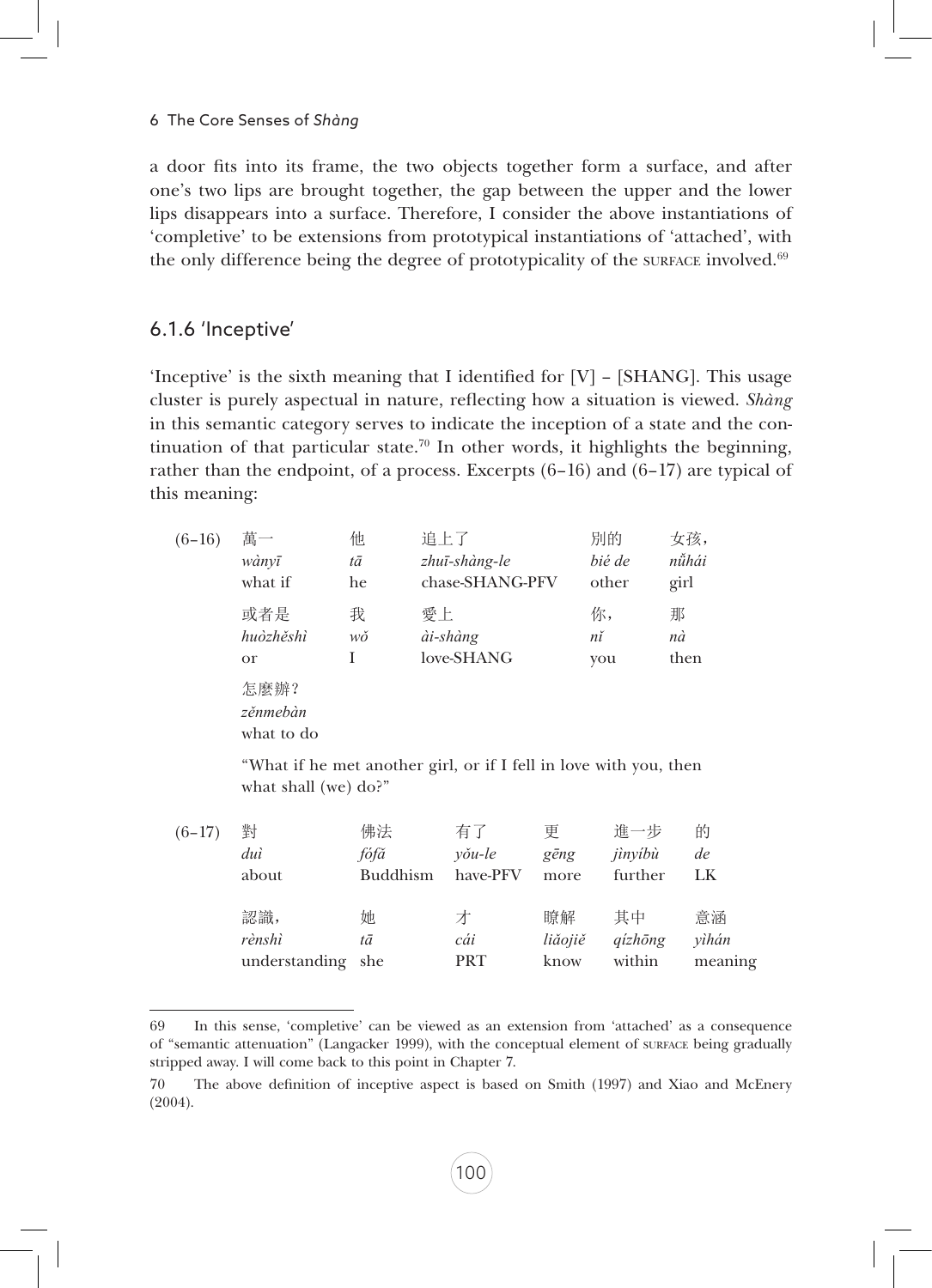a door fits into its frame, the two objects together form a surface, and after one's two lips are brought together, the gap between the upper and the lower lips disappears into a surface. Therefore, I consider the above instantiations of 'completive' to be extensions from prototypical instantiations of 'attached', with the only difference being the degree of prototypicality of the SURFACE involved.[69]

### 6.1.6 'Inceptive'

'Inceptive' is the sixth meaning that I identified for [V] – [SHANG]. This usage cluster is purely aspectual in nature, reflecting how a situation is viewed. *Shàng* in this semantic category serves to indicate the inception of a state and the continuation of that particular state.[70] In other words, it highlights the beginning, rather than the endpoint, of a process. Excerpts (6–16) and (6–17) are typical of this meaning:

(6–16)

| 萬一 | 他 | 追上了 | 別的 | 女孩, |
|---|---|---|---|---|
| *wànyī* | *tā* | *zhuī-shàng-le* | *bié de* | *nǚhái* |
| what if | he | chase-SHANG-PFV | other | girl |
| 或者是 | 我 | 愛上 | 你, | 那 |
| *huòzhěshì* | *wǒ* | *ài-shàng* | *nǐ* | *nà* |
| or | I | love-SHANG | you | then |
| 怎麼辦? | | | | |
| *zěnmebàn* | | | | |
| what to do | | | | |

"What if he met another girl, or if I fell in love with you, then what shall (we) do?"

(6–17)

| 對 | 佛法 | 有了 | 更 | 進一步 | 的 |
|---|---|---|---|---|---|
| *duì* | *fófǎ* | *yǒu-le* | *gēng* | *jìnyíbù* | *de* |
| about | Buddhism | have-PFV | more | further | LK |
| 認識, | 她 | 才 | 瞭解 | 其中 | 意涵 |
| *rènshì* | *tā* | *cái* | *liǎojiě* | *qízhōng* | *yìhán* |
| understanding | she | PRT | know | within | meaning |

---

69 In this sense, 'completive' can be viewed as an extension from 'attached' as a consequence of "semantic attenuation" (Langacker 1999), with the conceptual element of SURFACE being gradually stripped away. I will come back to this point in Chapter 7.

70 The above definition of inceptive aspect is based on Smith (1997) and Xiao and McEnery (2004).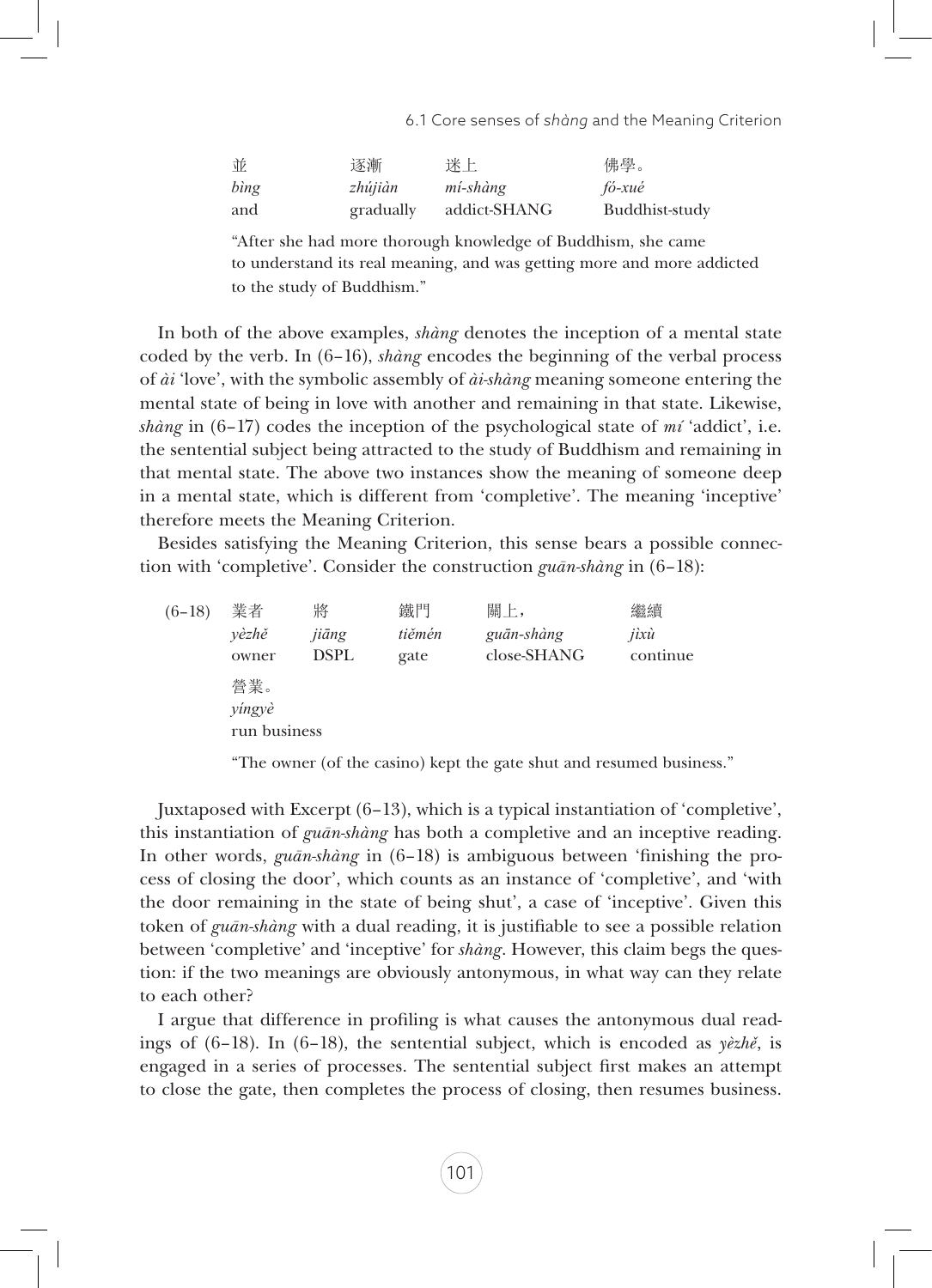| 並 | 逐漸 | 迷上 | 佛學。 |
|---|---|---|---|
| *bìng* | *zhújiàn* | *mí-shàng* | *fó-xué* |
| and | gradually | addict-SHANG | Buddhist-study |

"After she had more thorough knowledge of Buddhism, she came to understand its real meaning, and was getting more and more addicted to the study of Buddhism."

In both of the above examples, *shàng* denotes the inception of a mental state coded by the verb. In (6–16), *shàng* encodes the beginning of the verbal process of *ài* 'love', with the symbolic assembly of *ài-shàng* meaning someone entering the mental state of being in love with another and remaining in that state. Likewise, *shàng* in (6–17) codes the inception of the psychological state of *mí* 'addict', i.e. the sentential subject being attracted to the study of Buddhism and remaining in that mental state. The above two instances show the meaning of someone deep in a mental state, which is different from 'completive'. The meaning 'inceptive' therefore meets the Meaning Criterion.

Besides satisfying the Meaning Criterion, this sense bears a possible connection with 'completive'. Consider the construction *guān-shàng* in (6–18):

| (6–18) | 業者 | 將 | 鐵門 | 關上， | 繼續 |
|---|---|---|---|---|---|
| | *yèzhě* | *jiāng* | *tiěmén* | *guān-shàng* | *jìxù* |
| | owner | DSPL | gate | close-SHANG | continue |
| | 營業。 | | | | |
| | *yíngyè* | | | | |
| | run business | | | | |

"The owner (of the casino) kept the gate shut and resumed business."

Juxtaposed with Excerpt (6–13), which is a typical instantiation of 'completive', this instantiation of *guān-shàng* has both a completive and an inceptive reading. In other words, *guān-shàng* in (6–18) is ambiguous between 'finishing the process of closing the door', which counts as an instance of 'completive', and 'with the door remaining in the state of being shut', a case of 'inceptive'. Given this token of *guān-shàng* with a dual reading, it is justifiable to see a possible relation between 'completive' and 'inceptive' for *shàng*. However, this claim begs the question: if the two meanings are obviously antonymous, in what way can they relate to each other?

I argue that difference in profiling is what causes the antonymous dual readings of (6–18). In (6–18), the sentential subject, which is encoded as *yèzhě*, is engaged in a series of processes. The sentential subject first makes an attempt to close the gate, then completes the process of closing, then resumes business.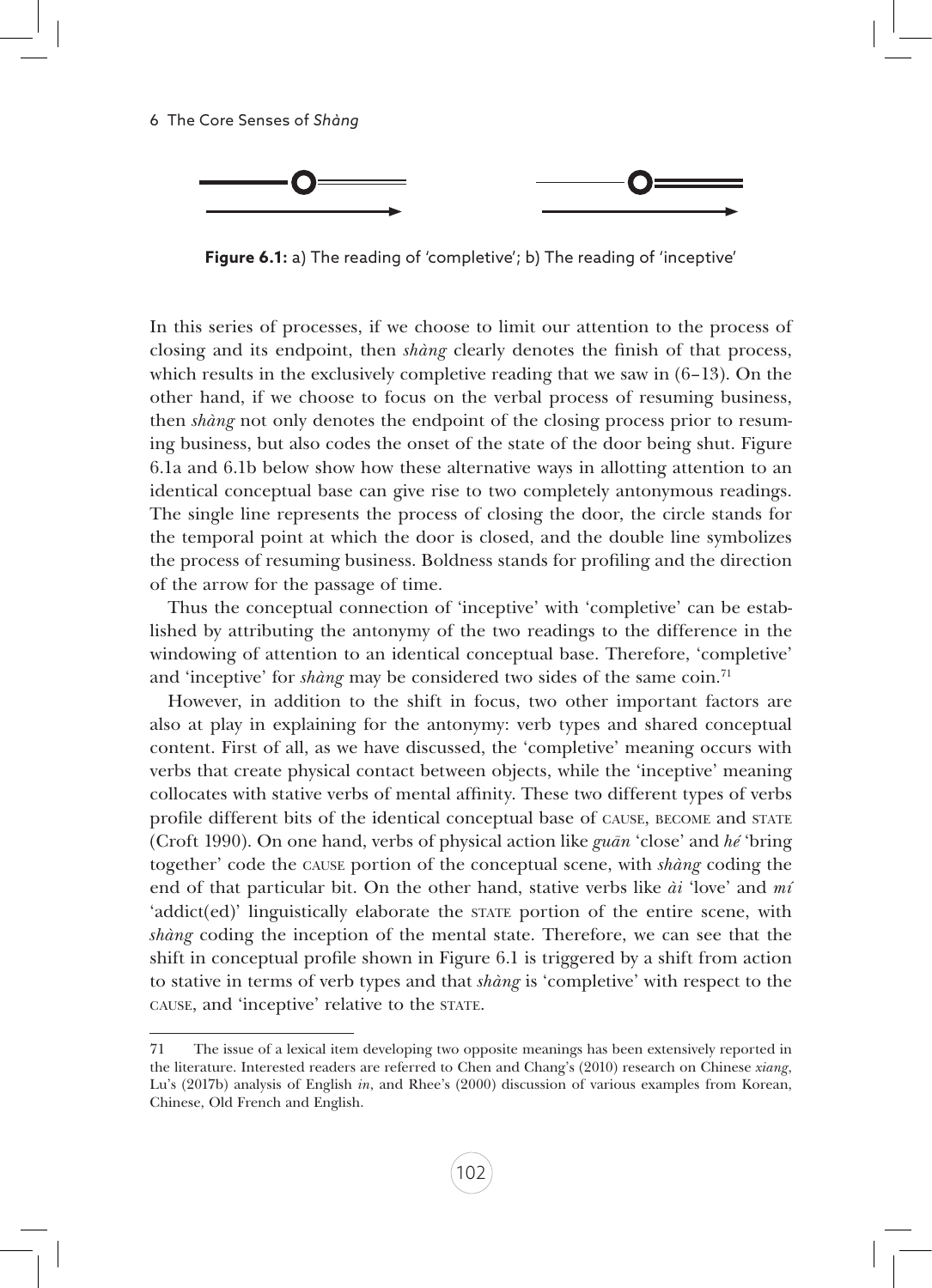**Figure 6.1:** a) The reading of 'completive'; b) The reading of 'inceptive'

In this series of processes, if we choose to limit our attention to the process of closing and its endpoint, then *shàng* clearly denotes the finish of that process, which results in the exclusively completive reading that we saw in (6–13). On the other hand, if we choose to focus on the verbal process of resuming business, then *shàng* not only denotes the endpoint of the closing process prior to resuming business, but also codes the onset of the state of the door being shut. Figure 6.1a and 6.1b below show how these alternative ways in allotting attention to an identical conceptual base can give rise to two completely antonymous readings. The single line represents the process of closing the door, the circle stands for the temporal point at which the door is closed, and the double line symbolizes the process of resuming business. Boldness stands for profiling and the direction of the arrow for the passage of time.

Thus the conceptual connection of 'inceptive' with 'completive' can be established by attributing the antonymy of the two readings to the difference in the windowing of attention to an identical conceptual base. Therefore, 'completive' and 'inceptive' for *shàng* may be considered two sides of the same coin.[71]

However, in addition to the shift in focus, two other important factors are also at play in explaining for the antonymy: verb types and shared conceptual content. First of all, as we have discussed, the 'completive' meaning occurs with verbs that create physical contact between objects, while the 'inceptive' meaning collocates with stative verbs of mental affinity. These two different types of verbs profile different bits of the identical conceptual base of CAUSE, BECOME and STATE (Croft 1990). On one hand, verbs of physical action like *guān* 'close' and *hé* 'bring together' code the CAUSE portion of the conceptual scene, with *shàng* coding the end of that particular bit. On the other hand, stative verbs like *ài* 'love' and *mí* 'addict(ed)' linguistically elaborate the STATE portion of the entire scene, with *shàng* coding the inception of the mental state. Therefore, we can see that the shift in conceptual profile shown in Figure 6.1 is triggered by a shift from action to stative in terms of verb types and that *shàng* is 'completive' with respect to the CAUSE, and 'inceptive' relative to the STATE.

---

71 The issue of a lexical item developing two opposite meanings has been extensively reported in the literature. Interested readers are referred to Chen and Chang's (2010) research on Chinese *xiang*, Lu's (2017b) analysis of English *in*, and Rhee's (2000) discussion of various examples from Korean, Chinese, Old French and English.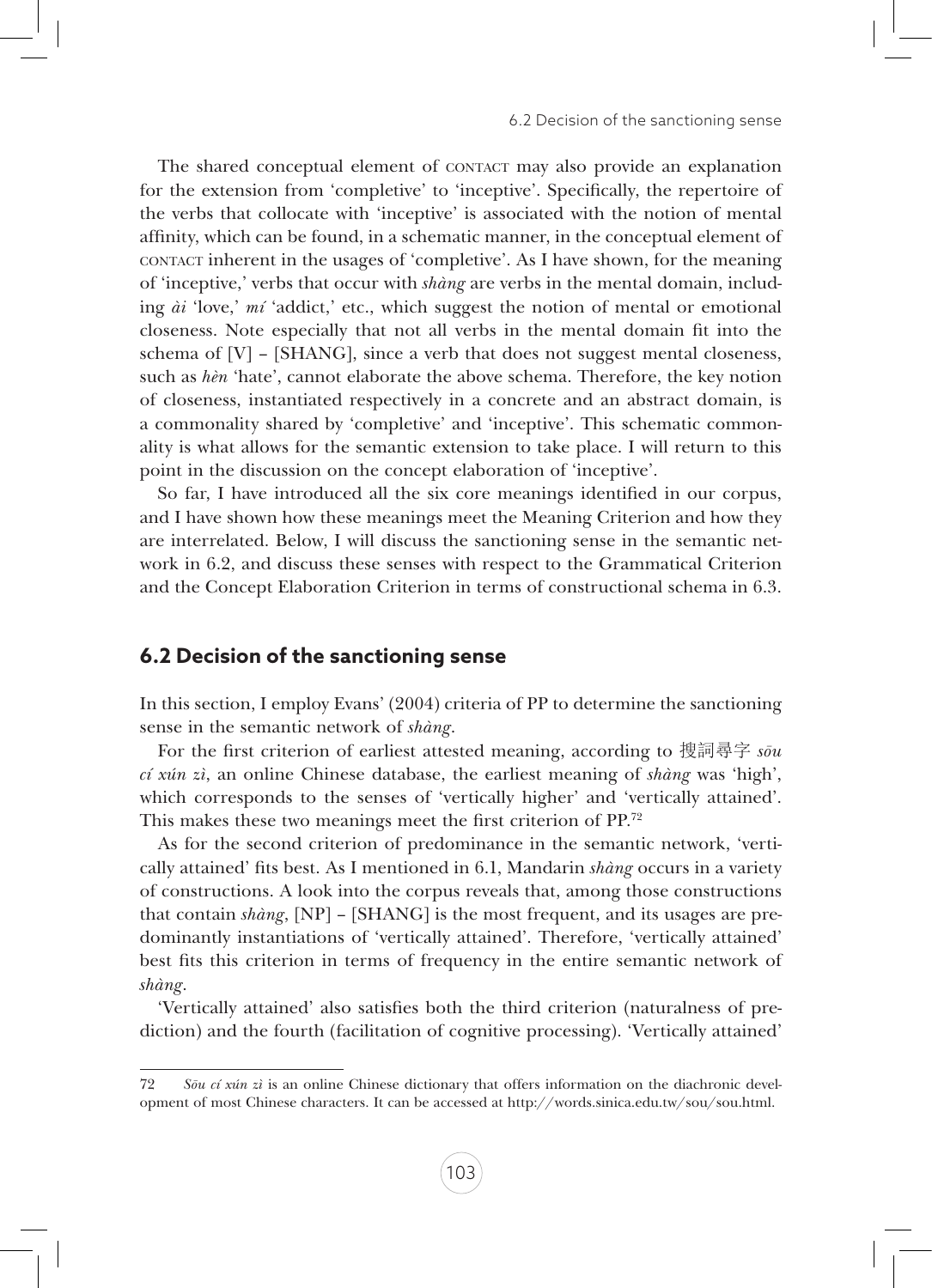The shared conceptual element of CONTACT may also provide an explanation for the extension from 'completive' to 'inceptive'. Specifically, the repertoire of the verbs that collocate with 'inceptive' is associated with the notion of mental affinity, which can be found, in a schematic manner, in the conceptual element of CONTACT inherent in the usages of 'completive'. As I have shown, for the meaning of 'inceptive,' verbs that occur with *shàng* are verbs in the mental domain, including *ài* 'love,' *mí* 'addict,' etc., which suggest the notion of mental or emotional closeness. Note especially that not all verbs in the mental domain fit into the schema of [V] – [SHANG], since a verb that does not suggest mental closeness, such as *hèn* 'hate', cannot elaborate the above schema. Therefore, the key notion of closeness, instantiated respectively in a concrete and an abstract domain, is a commonality shared by 'completive' and 'inceptive'. This schematic commonality is what allows for the semantic extension to take place. I will return to this point in the discussion on the concept elaboration of 'inceptive'.

So far, I have introduced all the six core meanings identified in our corpus, and I have shown how these meanings meet the Meaning Criterion and how they are interrelated. Below, I will discuss the sanctioning sense in the semantic network in 6.2, and discuss these senses with respect to the Grammatical Criterion and the Concept Elaboration Criterion in terms of constructional schema in 6.3.

## 6.2 Decision of the sanctioning sense

In this section, I employ Evans' (2004) criteria of PP to determine the sanctioning sense in the semantic network of *shàng*.

For the first criterion of earliest attested meaning, according to 搜詞尋字 *sōu cí xún zì*, an online Chinese database, the earliest meaning of *shàng* was 'high', which corresponds to the senses of 'vertically higher' and 'vertically attained'. This makes these two meanings meet the first criterion of PP.[72]

As for the second criterion of predominance in the semantic network, 'vertically attained' fits best. As I mentioned in 6.1, Mandarin *shàng* occurs in a variety of constructions. A look into the corpus reveals that, among those constructions that contain *shàng*, [NP] – [SHANG] is the most frequent, and its usages are predominantly instantiations of 'vertically attained'. Therefore, 'vertically attained' best fits this criterion in terms of frequency in the entire semantic network of *shàng*.

'Vertically attained' also satisfies both the third criterion (naturalness of prediction) and the fourth (facilitation of cognitive processing). 'Vertically attained'

72 *Sōu cí xún zì* is an online Chinese dictionary that offers information on the diachronic development of most Chinese characters. It can be accessed at http://words.sinica.edu.tw/sou/sou.html.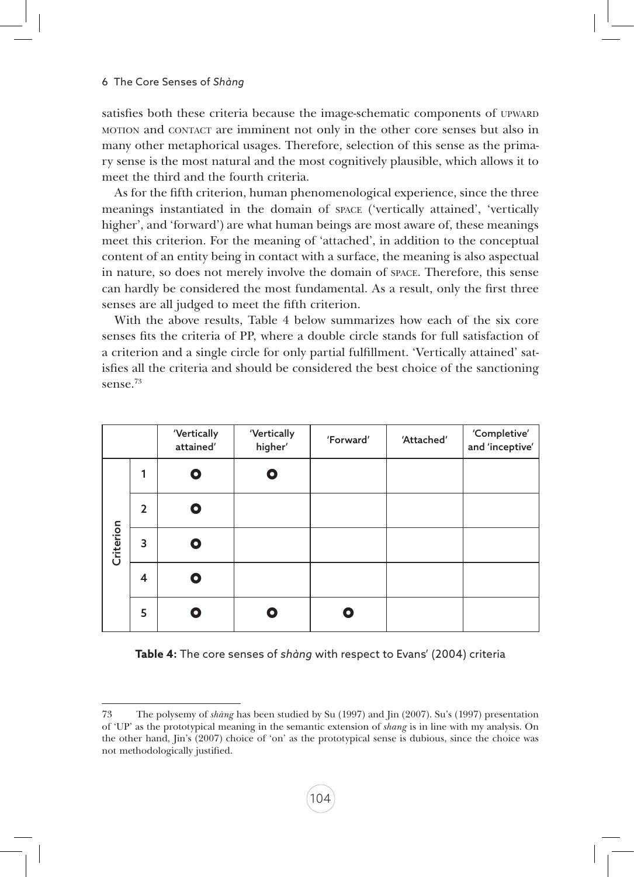satisfies both these criteria because the image-schematic components of UPWARD MOTION and CONTACT are imminent not only in the other core senses but also in many other metaphorical usages. Therefore, selection of this sense as the primary sense is the most natural and the most cognitively plausible, which allows it to meet the third and the fourth criteria.

As for the fifth criterion, human phenomenological experience, since the three meanings instantiated in the domain of SPACE ('vertically attained', 'vertically higher', and 'forward') are what human beings are most aware of, these meanings meet this criterion. For the meaning of 'attached', in addition to the conceptual content of an entity being in contact with a surface, the meaning is also aspectual in nature, so does not merely involve the domain of SPACE. Therefore, this sense can hardly be considered the most fundamental. As a result, only the first three senses are all judged to meet the fifth criterion.

With the above results, Table 4 below summarizes how each of the six core senses fits the criteria of PP, where a double circle stands for full satisfaction of a criterion and a single circle for only partial fulfillment. 'Vertically attained' satisfies all the criteria and should be considered the best choice of the sanctioning sense.[73]

| | | 'Vertically attained' | 'Vertically higher' | 'Forward' | 'Attached' | 'Completive' and 'inceptive' |
|---|---|---|---|---|---|---|
| Criterion | 1 | ◉ | ◉ | | | |
| | 2 | ◉ | | | | |
| | 3 | ◉ | | | | |
| | 4 | ◉ | | | | |
| | 5 | ◉ | ◉ | ◉ | | |

**Table 4:** The core senses of *shàng* with respect to Evans' (2004) criteria

73 The polysemy of *shàng* has been studied by Su (1997) and Jin (2007). Su's (1997) presentation of 'UP' as the prototypical meaning in the semantic extension of *shang* is in line with my analysis. On the other hand, Jin's (2007) choice of 'on' as the prototypical sense is dubious, since the choice was not methodologically justified.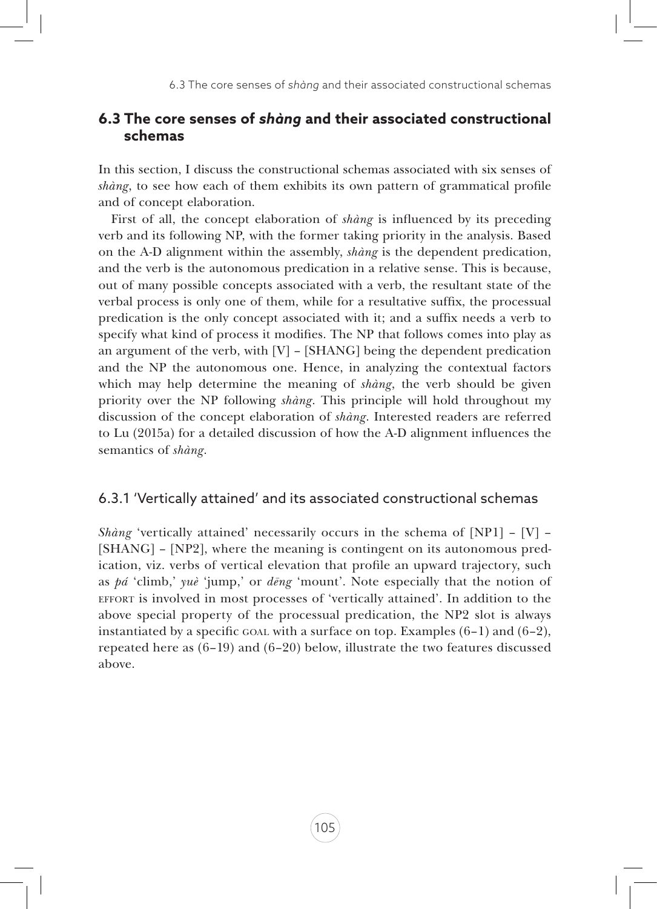## 6.3 The core senses of *shàng* and their associated constructional schemas

In this section, I discuss the constructional schemas associated with six senses of *shàng*, to see how each of them exhibits its own pattern of grammatical profile and of concept elaboration.

First of all, the concept elaboration of *shàng* is influenced by its preceding verb and its following NP, with the former taking priority in the analysis. Based on the A-D alignment within the assembly, *shàng* is the dependent predication, and the verb is the autonomous predication in a relative sense. This is because, out of many possible concepts associated with a verb, the resultant state of the verbal process is only one of them, while for a resultative suffix, the processual predication is the only concept associated with it; and a suffix needs a verb to specify what kind of process it modifies. The NP that follows comes into play as an argument of the verb, with [V] – [SHANG] being the dependent predication and the NP the autonomous one. Hence, in analyzing the contextual factors which may help determine the meaning of *shàng*, the verb should be given priority over the NP following *shàng*. This principle will hold throughout my discussion of the concept elaboration of *shàng*. Interested readers are referred to Lu (2015a) for a detailed discussion of how the A-D alignment influences the semantics of *shàng*.

### 6.3.1 'Vertically attained' and its associated constructional schemas

*Shàng* 'vertically attained' necessarily occurs in the schema of [NP1] – [V] – [SHANG] – [NP2], where the meaning is contingent on its autonomous predication, viz. verbs of vertical elevation that profile an upward trajectory, such as *pá* 'climb,' *yuè* 'jump,' or *dēng* 'mount'. Note especially that the notion of EFFORT is involved in most processes of 'vertically attained'. In addition to the above special property of the processual predication, the NP2 slot is always instantiated by a specific GOAL with a surface on top. Examples (6–1) and (6–2), repeated here as (6–19) and (6–20) below, illustrate the two features discussed above.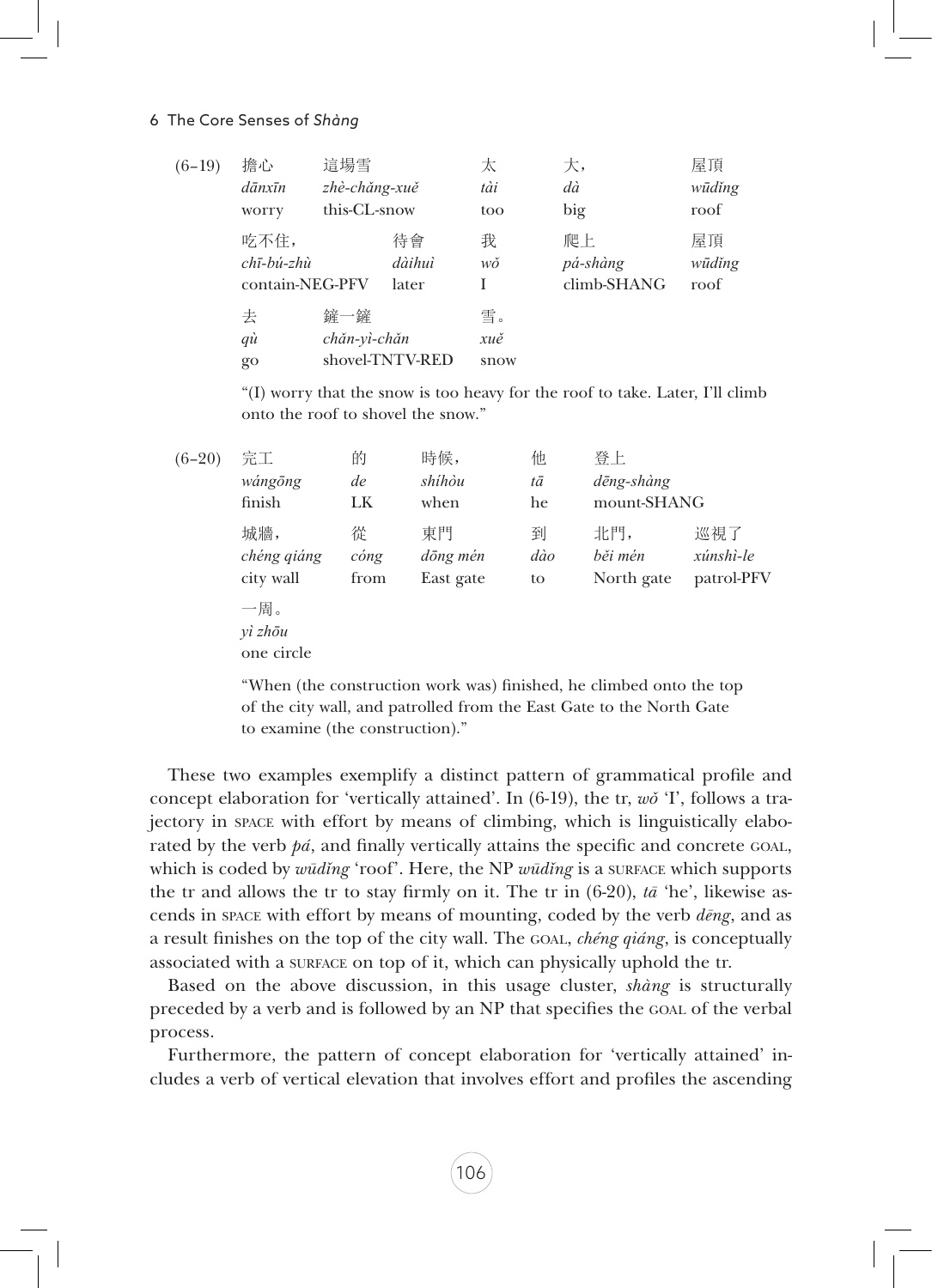(6-19)

| 擔心 | 這場雪 | | 太 | 大， | 屋頂 |
|---|---|---|---|---|---|
| *dānxīn* | *zhè-chǎng-xuě* | | *tài* | *dà* | *wūdǐng* |
| worry | this-CL-snow | | too | big | roof |
| 吃不住， | | 待會 | 我 | 爬上 | 屋頂 |
| *chī-bú-zhù* | | *dàihuì* | *wǒ* | *pá-shàng* | *wūdǐng* |
| contain-NEG-PFV | | later | I | climb-SHANG | roof |
| 去 | 鏟一鏟 | | 雪。 | | |
| *qù* | *chǎn-yì-chǎn* | | *xuě* | | |
| go | shovel-TNTV-RED | | snow | | |

"(I) worry that the snow is too heavy for the roof to take. Later, I'll climb onto the roof to shovel the snow."

(6-20)

| 完工 | 的 | 時候， | 他 | 登上 | |
|---|---|---|---|---|---|
| *wángōng* | *de* | *shíhòu* | *tā* | *dēng-shàng* | |
| finish | LK | when | he | mount-SHANG | |
| 城牆， | 從 | 東門 | 到 | 北門， | 巡視了 |
| *chéng qiáng* | *cóng* | *dōng mén* | *dào* | *běi mén* | *xúnshì-le* |
| city wall | from | East gate | to | North gate | patrol-PFV |
| 一周。 | | | | | |
| *yì zhōu* | | | | | |
| one circle | | | | | |

"When (the construction work was) finished, he climbed onto the top of the city wall, and patrolled from the East Gate to the North Gate to examine (the construction)."

These two examples exemplify a distinct pattern of grammatical profile and concept elaboration for 'vertically attained'. In (6-19), the tr, *wǒ* 'I', follows a trajectory in SPACE with effort by means of climbing, which is linguistically elaborated by the verb *pá*, and finally vertically attains the specific and concrete GOAL, which is coded by *wūdǐng* 'roof'. Here, the NP *wūdǐng* is a SURFACE which supports the tr and allows the tr to stay firmly on it. The tr in (6-20), *tā* 'he', likewise ascends in SPACE with effort by means of mounting, coded by the verb *dēng*, and as a result finishes on the top of the city wall. The GOAL, *chéng qiáng*, is conceptually associated with a SURFACE on top of it, which can physically uphold the tr.

Based on the above discussion, in this usage cluster, *shàng* is structurally preceded by a verb and is followed by an NP that specifies the GOAL of the verbal process.

Furthermore, the pattern of concept elaboration for 'vertically attained' includes a verb of vertical elevation that involves effort and profiles the ascending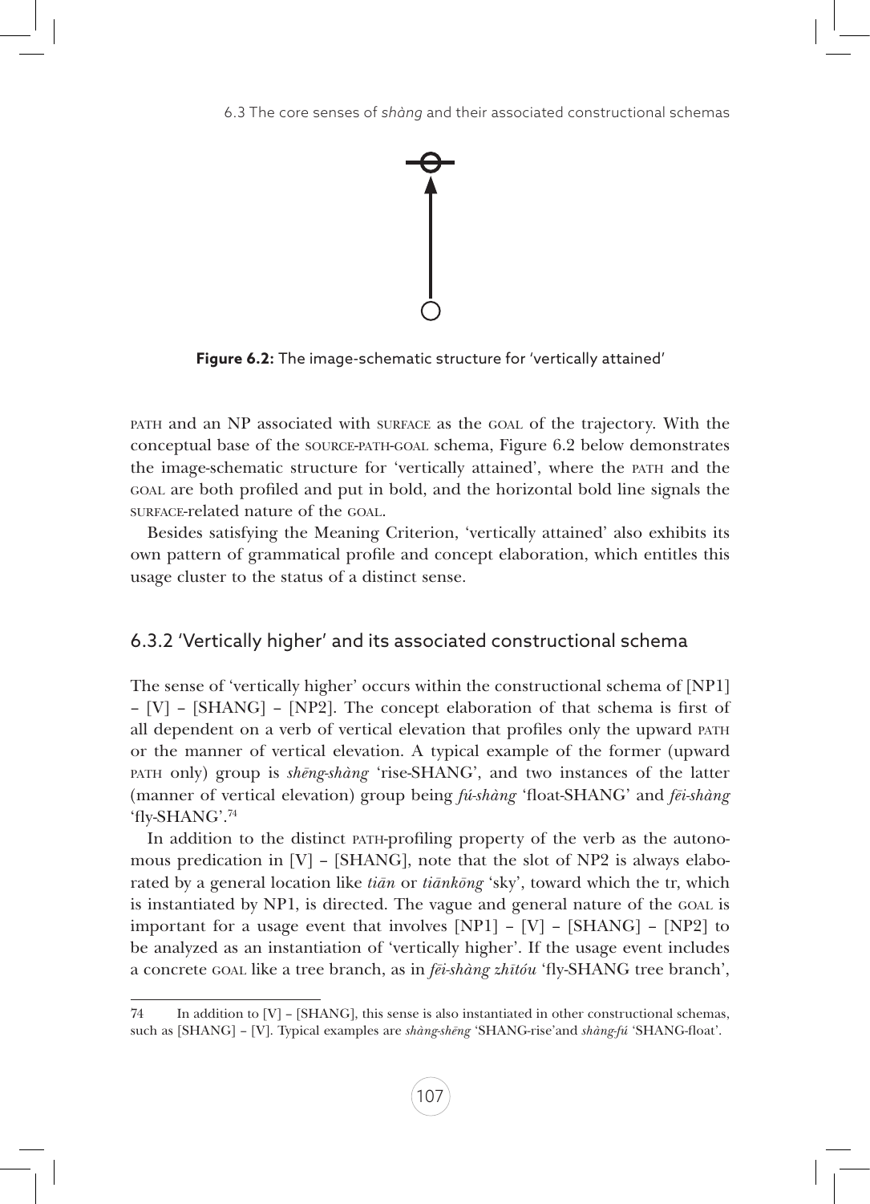**Figure 6.2:** The image-schematic structure for 'vertically attained'

PATH and an NP associated with SURFACE as the GOAL of the trajectory. With the conceptual base of the SOURCE-PATH-GOAL schema, Figure 6.2 below demonstrates the image-schematic structure for 'vertically attained', where the PATH and the GOAL are both profiled and put in bold, and the horizontal bold line signals the SURFACE-related nature of the GOAL.

Besides satisfying the Meaning Criterion, 'vertically attained' also exhibits its own pattern of grammatical profile and concept elaboration, which entitles this usage cluster to the status of a distinct sense.

## 6.3.2 'Vertically higher' and its associated constructional schema

The sense of 'vertically higher' occurs within the constructional schema of [NP1] – [V] – [SHANG] – [NP2]. The concept elaboration of that schema is first of all dependent on a verb of vertical elevation that profiles only the upward PATH or the manner of vertical elevation. A typical example of the former (upward PATH only) group is *shēng-shàng* 'rise-SHANG', and two instances of the latter (manner of vertical elevation) group being *fú-shàng* 'float-SHANG' and *fēi-shàng* 'fly-SHANG'.[74]

In addition to the distinct PATH-profiling property of the verb as the autonomous predication in [V] – [SHANG], note that the slot of NP2 is always elaborated by a general location like *tiān* or *tiānkōng* 'sky', toward which the tr, which is instantiated by NP1, is directed. The vague and general nature of the GOAL is important for a usage event that involves [NP1] – [V] – [SHANG] – [NP2] to be analyzed as an instantiation of 'vertically higher'. If the usage event includes a concrete GOAL like a tree branch, as in *fēi-shàng zhītóu* 'fly-SHANG tree branch',

---

74 In addition to [V] – [SHANG], this sense is also instantiated in other constructional schemas, such as [SHANG] – [V]. Typical examples are *shàng-shēng* 'SHANG-rise'and *shàng-fú* 'SHANG-float'.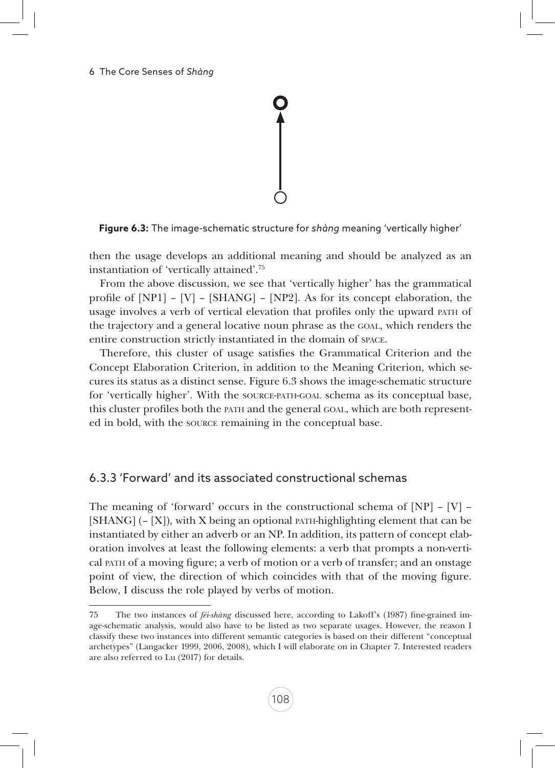**Figure 6.3:** The image-schematic structure for *shàng* meaning 'vertically higher'

then the usage develops an additional meaning and should be analyzed as an instantiation of 'vertically attained'.[75]

From the above discussion, we see that 'vertically higher' has the grammatical profile of [NP1] – [V] – [SHANG] – [NP2]. As for its concept elaboration, the usage involves a verb of vertical elevation that profiles only the upward PATH of the trajectory and a general locative noun phrase as the GOAL, which renders the entire construction strictly instantiated in the domain of SPACE.

Therefore, this cluster of usage satisfies the Grammatical Criterion and the Concept Elaboration Criterion, in addition to the Meaning Criterion, which secures its status as a distinct sense. Figure 6.3 shows the image-schematic structure for 'vertically higher'. With the SOURCE-PATH-GOAL schema as its conceptual base, this cluster profiles both the PATH and the general GOAL, which are both represented in bold, with the SOURCE remaining in the conceptual base.

### 6.3.3 'Forward' and its associated constructional schemas

The meaning of 'forward' occurs in the constructional schema of [NP] – [V] – [SHANG] (– [X]), with X being an optional PATH-highlighting element that can be instantiated by either an adverb or an NP. In addition, its pattern of concept elaboration involves at least the following elements: a verb that prompts a non-vertical PATH of a moving figure; a verb of motion or a verb of transfer; and an onstage point of view, the direction of which coincides with that of the moving figure. Below, I discuss the role played by verbs of motion.

---

75 The two instances of *fēi-shàng* discussed here, according to Lakoff's (1987) fine-grained image-schematic analysis, would also have to be listed as two separate usages. However, the reason I classify these two instances into different semantic categories is based on their different "conceptual archetypes" (Langacker 1999, 2006, 2008), which I will elaborate on in Chapter 7. Interested readers are also referred to Lu (2017) for details.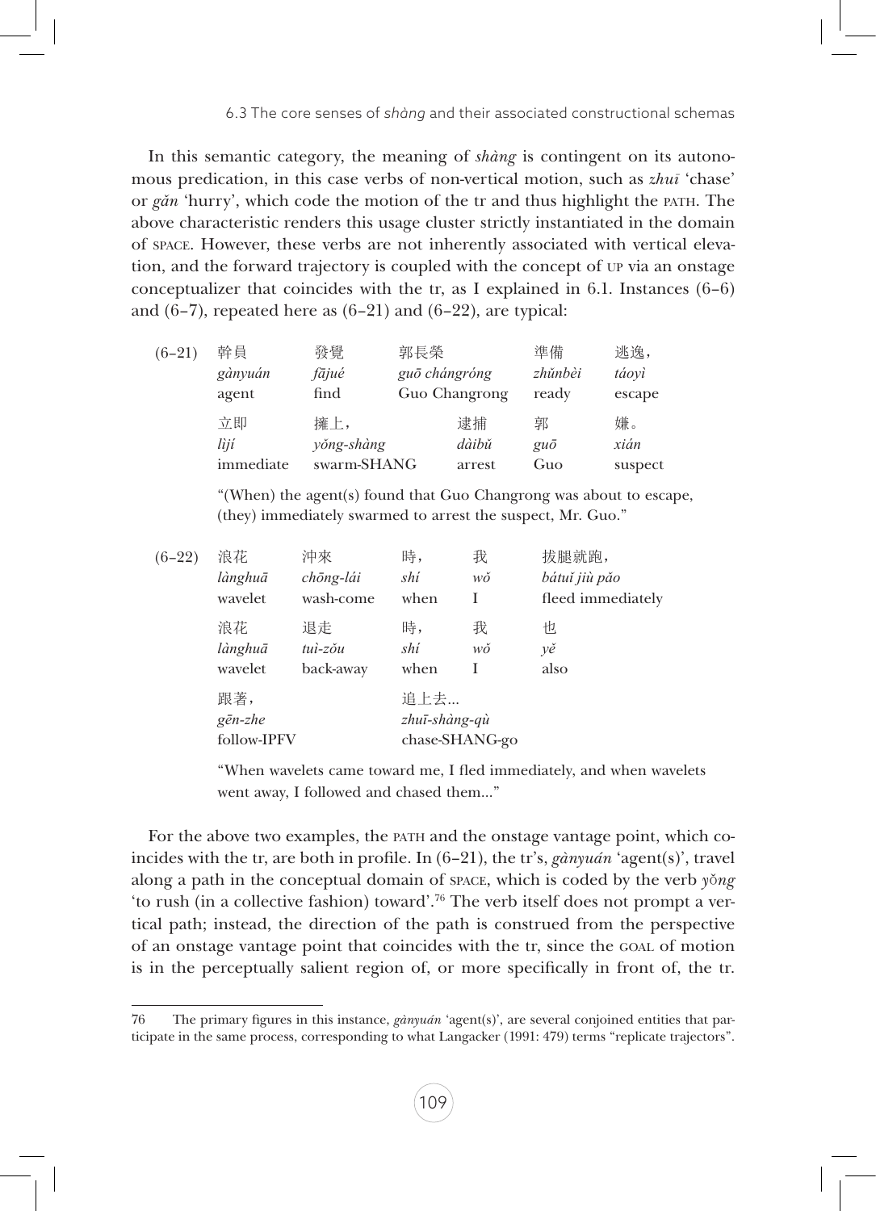In this semantic category, the meaning of *shàng* is contingent on its autonomous predication, in this case verbs of non-vertical motion, such as *zhuī* 'chase' or *gǎn* 'hurry', which code the motion of the tr and thus highlight the PATH. The above characteristic renders this usage cluster strictly instantiated in the domain of SPACE. However, these verbs are not inherently associated with vertical elevation, and the forward trajectory is coupled with the concept of UP via an onstage conceptualizer that coincides with the tr, as I explained in 6.1. Instances (6–6) and (6–7), repeated here as (6–21) and (6–22), are typical:

(6–21)

| 幹員 | 發覺 | 郭長榮 | 準備 | 逃逸， |
|---|---|---|---|---|
| *gànyuán* | *fājué* | *guō chángróng* | *zhǔnbèi* | *táoyì* |
| agent | find | Guo Changrong | ready | escape |
| 立即 | 擁上， | 逮捕 | 郭 | 嫌。 |
| *lìjí* | *yǒng-shàng* | *dàibǔ* | *guō* | *xián* |
| immediate | swarm-SHANG | arrest | Guo | suspect |

"(When) the agent(s) found that Guo Changrong was about to escape, (they) immediately swarmed to arrest the suspect, Mr. Guo."

(6–22)

| 浪花 | 沖來 | 時， | 我 | 拔腿就跑， |
|---|---|---|---|---|
| *lànghuā* | *chōng-lái* | *shí* | *wǒ* | *bátuǐ jiù pǎo* |
| wavelet | wash-come | when | I | fled immediately |
| 浪花 | 退走 | 時， | 我 | 也 |
| *lànghuā* | *tuì-zǒu* | *shí* | *wǒ* | *yě* |
| wavelet | back-away | when | I | also |
| 跟著， | | 追上去… | | |
| *gēn-zhe* | | *zhuī-shàng-qù* | | |
| follow-IPFV | | chase-SHANG-go | | |

"When wavelets came toward me, I fled immediately, and when wavelets went away, I followed and chased them…"

For the above two examples, the PATH and the onstage vantage point, which coincides with the tr, are both in profile. In (6–21), the tr's, *gànyuán* 'agent(s)', travel along a path in the conceptual domain of SPACE, which is coded by the verb *yǒng* 'to rush (in a collective fashion) toward'.[76] The verb itself does not prompt a vertical path; instead, the direction of the path is construed from the perspective of an onstage vantage point that coincides with the tr, since the GOAL of motion is in the perceptually salient region of, or more specifically in front of, the tr.

---

76 The primary figures in this instance, *gànyuán* 'agent(s)', are several conjoined entities that participate in the same process, corresponding to what Langacker (1991: 479) terms "replicate trajectors".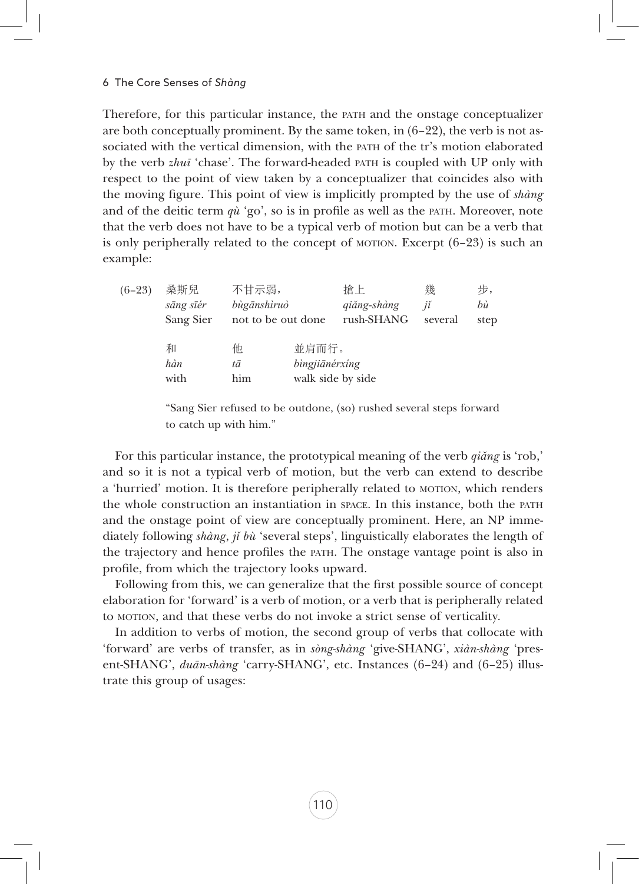Therefore, for this particular instance, the PATH and the onstage conceptualizer are both conceptually prominent. By the same token, in (6–22), the verb is not associated with the vertical dimension, with the PATH of the tr's motion elaborated by the verb *zhuī* 'chase'. The forward-headed PATH is coupled with UP only with respect to the point of view taken by a conceptualizer that coincides also with the moving figure. This point of view is implicitly prompted by the use of *shàng* and of the deitic term *qù* 'go', so is in profile as well as the PATH. Moreover, note that the verb does not have to be a typical verb of motion but can be a verb that is only peripherally related to the concept of MOTION. Excerpt (6–23) is such an example:

| (6–23) | 桑斯兒 | 不甘示弱， | 搶上 | 幾 | 步， |
|---|---|---|---|---|---|
| | *sāng sīér* | *bùgānshìruò* | *qiǎng-shàng* | *jǐ* | *bù* |
| | Sang Sier | not to be out done | rush-SHANG | several | step |

| 和 | 他 | 並肩而行。 |
|---|---|---|
| *hàn* | *tā* | *bìngjiānérxíng* |
| with | him | walk side by side |

"Sang Sier refused to be outdone, (so) rushed several steps forward to catch up with him."

For this particular instance, the prototypical meaning of the verb *qiǎng* is 'rob,' and so it is not a typical verb of motion, but the verb can extend to describe a 'hurried' motion. It is therefore peripherally related to MOTION, which renders the whole construction an instantiation in SPACE. In this instance, both the PATH and the onstage point of view are conceptually prominent. Here, an NP immediately following *shàng*, *jǐ bù* 'several steps', linguistically elaborates the length of the trajectory and hence profiles the PATH. The onstage vantage point is also in profile, from which the trajectory looks upward.

Following from this, we can generalize that the first possible source of concept elaboration for 'forward' is a verb of motion, or a verb that is peripherally related to MOTION, and that these verbs do not invoke a strict sense of verticality.

In addition to verbs of motion, the second group of verbs that collocate with 'forward' are verbs of transfer, as in *sòng-shàng* 'give-SHANG', *xiàn-shàng* 'present-SHANG', *duān-shàng* 'carry-SHANG', etc. Instances (6–24) and (6–25) illustrate this group of usages: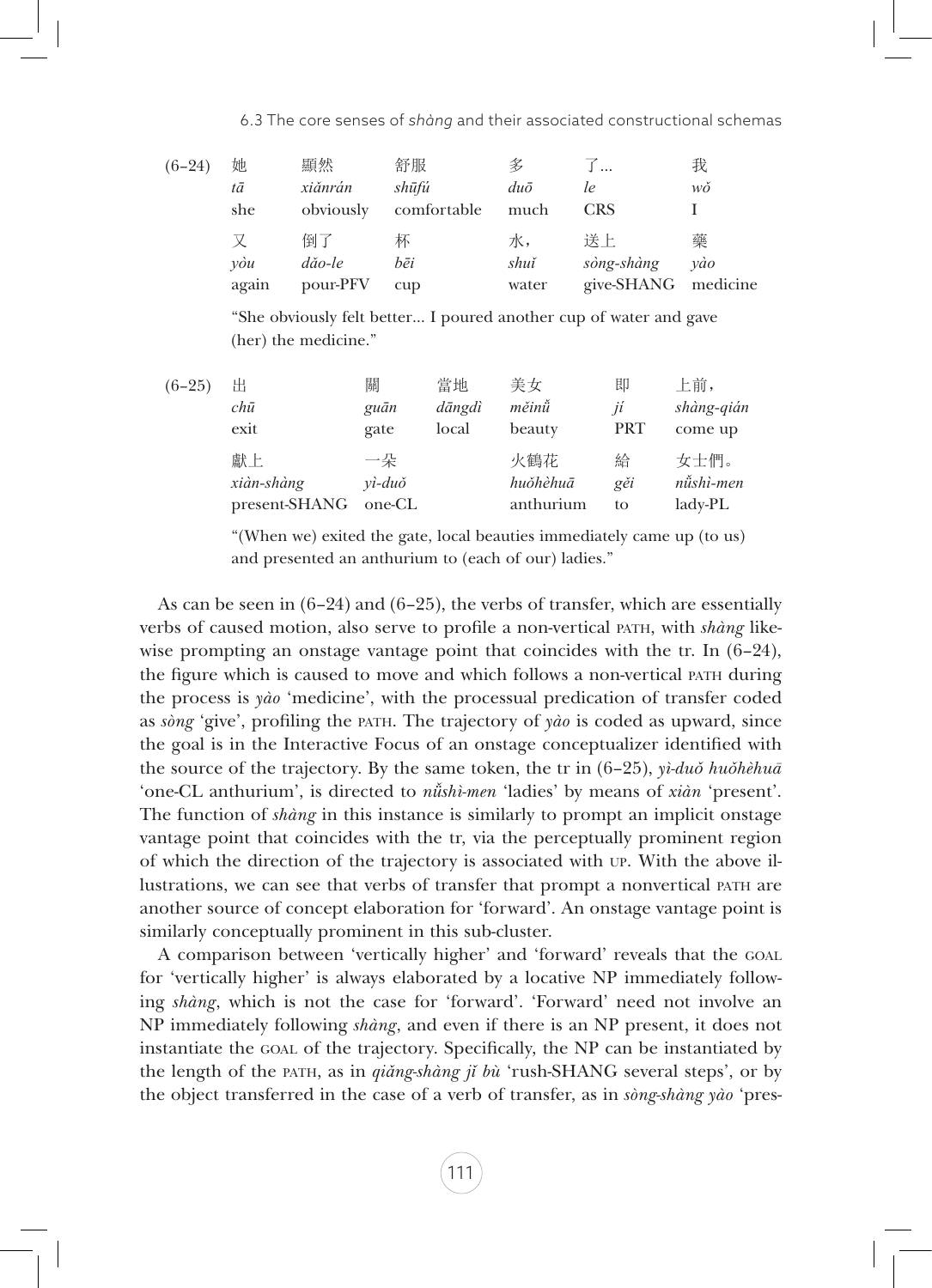(6–24)

| 她 | 顯然 | 舒服 | 多 | 了... | 我 |
|---|---|---|---|---|---|
| *tā* | *xiǎnrán* | *shūfú* | *duō* | *le* | *wǒ* |
| she | obviously | comfortable | much | CRS | I |
| 又 | 倒了 | 杯 | 水， | 送上 | 藥 |
| *yòu* | *dǎo-le* | *bēi* | *shuǐ* | *sòng-shàng* | *yào* |
| again | pour-PFV | cup | water | give-SHANG | medicine |

"She obviously felt better... I poured another cup of water and gave (her) the medicine."

(6–25)

| 出 | 關 | 當地 | 美女 | 即 | 上前， |
|---|---|---|---|---|---|
| *chū* | *guān* | *dāngdì* | *měinǚ* | *jí* | *shàng-qián* |
| exit | gate | local | beauty | PRT | come up |
| 獻上 | 一朵 | | 火鶴花 | 給 | 女士們。 |
| *xiàn-shàng* | *yì-duǒ* | | *huǒhèhuā* | *gěi* | *nǚshì-men* |
| present-SHANG | one-CL | | anthurium | to | lady-PL |

"(When we) exited the gate, local beauties immediately came up (to us) and presented an anthurium to (each of our) ladies."

As can be seen in (6–24) and (6–25), the verbs of transfer, which are essentially verbs of caused motion, also serve to profile a non-vertical PATH, with *shàng* likewise prompting an onstage vantage point that coincides with the tr. In (6–24), the figure which is caused to move and which follows a non-vertical PATH during the process is *yào* 'medicine', with the processual predication of transfer coded as *sòng* 'give', profiling the PATH. The trajectory of *yào* is coded as upward, since the goal is in the Interactive Focus of an onstage conceptualizer identified with the source of the trajectory. By the same token, the tr in (6–25), *yì-duǒ huǒhèhuā* 'one-CL anthurium', is directed to *nǚshì-men* 'ladies' by means of *xiàn* 'present'. The function of *shàng* in this instance is similarly to prompt an implicit onstage vantage point that coincides with the tr, via the perceptually prominent region of which the direction of the trajectory is associated with UP. With the above illustrations, we can see that verbs of transfer that prompt a nonvertical PATH are another source of concept elaboration for 'forward'. An onstage vantage point is similarly conceptually prominent in this sub-cluster.

A comparison between 'vertically higher' and 'forward' reveals that the GOAL for 'vertically higher' is always elaborated by a locative NP immediately following *shàng*, which is not the case for 'forward'. 'Forward' need not involve an NP immediately following *shàng*, and even if there is an NP present, it does not instantiate the GOAL of the trajectory. Specifically, the NP can be instantiated by the length of the PATH, as in *qiǎng-shàng jǐ bù* 'rush-SHANG several steps', or by the object transferred in the case of a verb of transfer, as in *sòng-shàng yào* 'pres-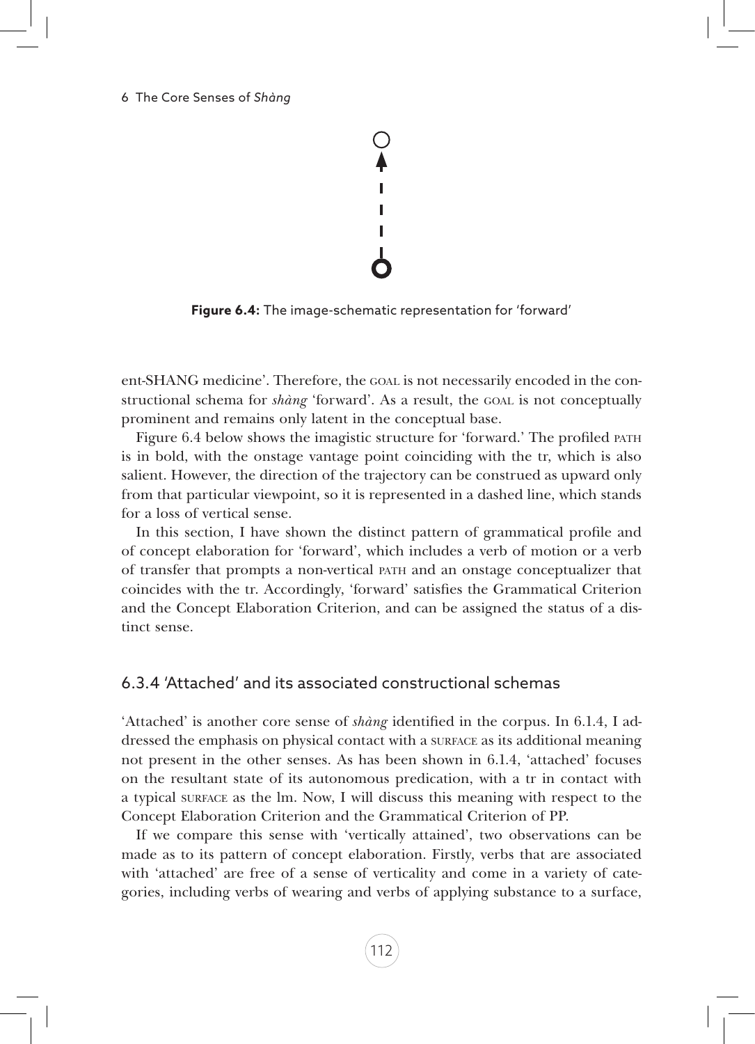Figure 6.4: The image-schematic representation for 'forward'

ent-SHANG medicine'. Therefore, the GOAL is not necessarily encoded in the constructional schema for *shàng* 'forward'. As a result, the GOAL is not conceptually prominent and remains only latent in the conceptual base.

Figure 6.4 below shows the imagistic structure for 'forward.' The profiled PATH is in bold, with the onstage vantage point coinciding with the tr, which is also salient. However, the direction of the trajectory can be construed as upward only from that particular viewpoint, so it is represented in a dashed line, which stands for a loss of vertical sense.

In this section, I have shown the distinct pattern of grammatical profile and of concept elaboration for 'forward', which includes a verb of motion or a verb of transfer that prompts a non-vertical PATH and an onstage conceptualizer that coincides with the tr. Accordingly, 'forward' satisfies the Grammatical Criterion and the Concept Elaboration Criterion, and can be assigned the status of a distinct sense.

### 6.3.4 'Attached' and its associated constructional schemas

'Attached' is another core sense of *shàng* identified in the corpus. In 6.1.4, I addressed the emphasis on physical contact with a SURFACE as its additional meaning not present in the other senses. As has been shown in 6.1.4, 'attached' focuses on the resultant state of its autonomous predication, with a tr in contact with a typical SURFACE as the lm. Now, I will discuss this meaning with respect to the Concept Elaboration Criterion and the Grammatical Criterion of PP.

If we compare this sense with 'vertically attained', two observations can be made as to its pattern of concept elaboration. Firstly, verbs that are associated with 'attached' are free of a sense of verticality and come in a variety of categories, including verbs of wearing and verbs of applying substance to a surface,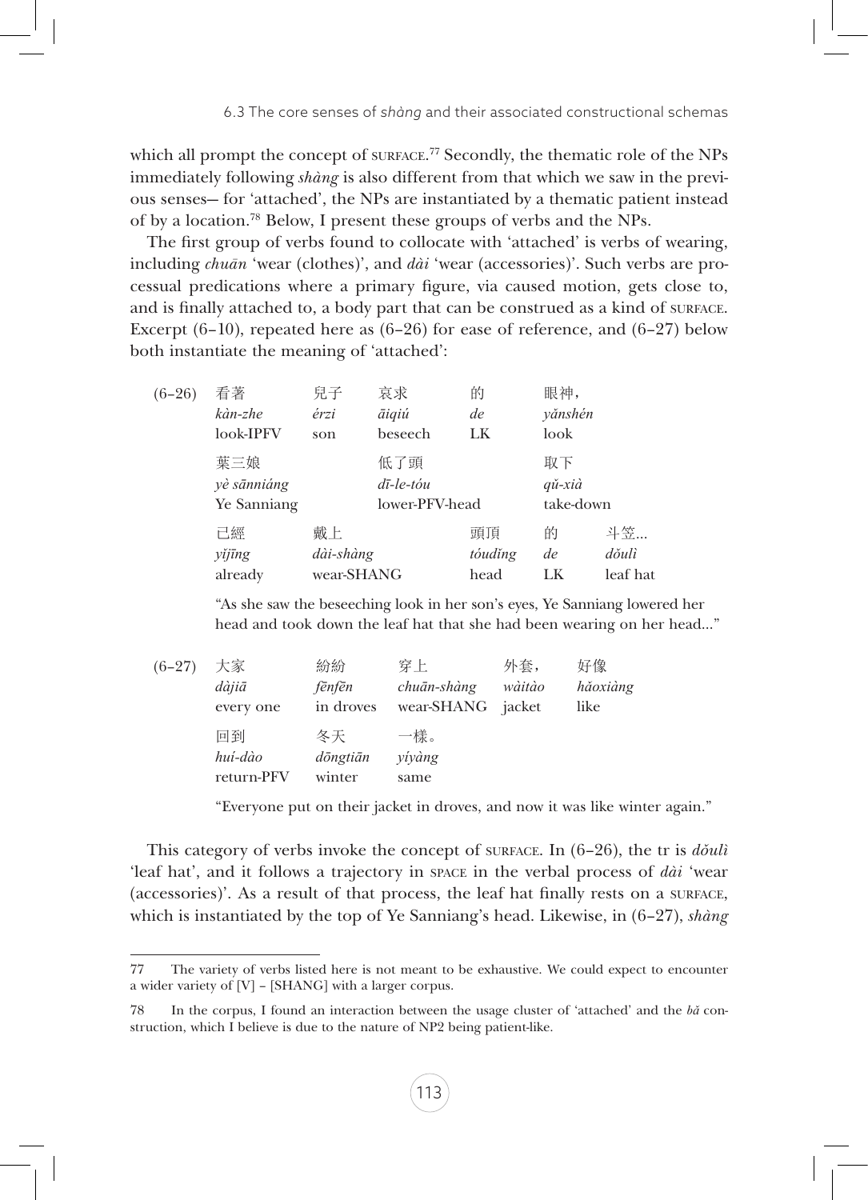which all prompt the concept of SURFACE.[77] Secondly, the thematic role of the NPs immediately following *shàng* is also different from that which we saw in the previous senses— for 'attached', the NPs are instantiated by a thematic patient instead of by a location.[78] Below, I present these groups of verbs and the NPs.

The first group of verbs found to collocate with 'attached' is verbs of wearing, including *chuān* 'wear (clothes)', and *dài* 'wear (accessories)'. Such verbs are processual predications where a primary figure, via caused motion, gets close to, and is finally attached to, a body part that can be construed as a kind of SURFACE. Excerpt (6–10), repeated here as (6–26) for ease of reference, and (6–27) below both instantiate the meaning of 'attached':

(6–26)

| 看著 | 兒子 | 哀求 | 的 | 眼神， | |
|---|---|---|---|---|---|
| *kàn-zhe* | *érzi* | *āiqiú* | *de* | *yǎnshén* | |
| look-IPFV | son | beseech | LK | look | |
| 葉三娘 | | 低了頭 | | 取下 | |
| *yè sānniáng* | | *dī-le-tóu* | | *qǔ-xià* | |
| Ye Sanniang | | lower-PFV-head | | take-down | |
| 已經 | 戴上 | | 頭頂 | 的 | 斗笠... |
| *yǐjīng* | *dài-shàng* | | *tóudǐng* | *de* | *dǒulì* |
| already | wear-SHANG | | head | LK | leaf hat |

"As she saw the beseeching look in her son's eyes, Ye Sanniang lowered her head and took down the leaf hat that she had been wearing on her head..."

(6–27)

| 大家 | 紛紛 | 穿上 | 外套， | 好像 |
|---|---|---|---|---|
| *dàjiā* | *fēnfēn* | *chuān-shàng* | *wàitào* | *hǎoxiàng* |
| every one | in droves | wear-SHANG | jacket | like |
| 回到 | 冬天 | 一樣。 | | |
| *huí-dào* | *dōngtiān* | *yíyàng* | | |
| return-PFV | winter | same | | |

"Everyone put on their jacket in droves, and now it was like winter again."

This category of verbs invoke the concept of SURFACE. In (6–26), the tr is *dǒulì* 'leaf hat', and it follows a trajectory in SPACE in the verbal process of *dài* 'wear (accessories)'. As a result of that process, the leaf hat finally rests on a SURFACE, which is instantiated by the top of Ye Sanniang's head. Likewise, in (6–27), *shàng*

---

77 The variety of verbs listed here is not meant to be exhaustive. We could expect to encounter a wider variety of [V] – [SHANG] with a larger corpus.

78 In the corpus, I found an interaction between the usage cluster of 'attached' and the *bǎ* construction, which I believe is due to the nature of NP2 being patient-like.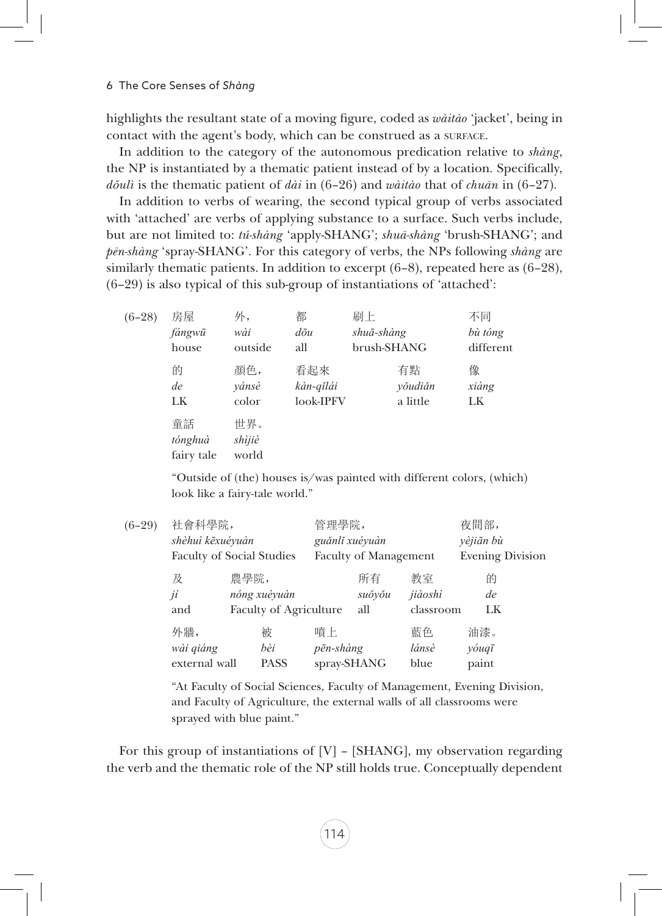highlights the resultant state of a moving figure, coded as *wàitào* 'jacket', being in contact with the agent's body, which can be construed as a SURFACE.

In addition to the category of the autonomous predication relative to *shàng*, the NP is instantiated by a thematic patient instead of by a location. Specifically, *dǒulì* is the thematic patient of *dài* in (6–26) and *wàitào* that of *chuān* in (6–27).

In addition to verbs of wearing, the second typical group of verbs associated with 'attached' are verbs of applying substance to a surface. Such verbs include, but are not limited to: *tú-shàng* 'apply-SHANG'; *shuā-shàng* 'brush-SHANG'; and *pēn-shàng* 'spray-SHANG'. For this category of verbs, the NPs following *shàng* are similarly thematic patients. In addition to excerpt (6–8), repeated here as (6–28), (6–29) is also typical of this sub-group of instantiations of 'attached':

(6–28)

| 房屋 | 外， | 都 | 刷上 | 不同 |
|---|---|---|---|---|
| *fángwū* | *wài* | *dōu* | *shuā-shàng* | *bù tóng* |
| house | outside | all | brush-SHANG | different |

| 的 | 顏色， | 看起來 | 有點 | 像 |
|---|---|---|---|---|
| *de* | *yánsè* | *kàn-qǐlái* | *yǒudiǎn* | *xiàng* |
| LK | color | look-IPFV | a little | LK |

| 童話 | 世界。 |
|---|---|
| *tónghuà* | *shìjiè* |
| fairy tale | world |

"Outside of (the) houses is/was painted with different colors, (which) look like a fairy-tale world."

(6–29)

| 社會科學院， | 管理學院， | 夜間部， |
|---|---|---|
| *shèhuì kēxuéyuàn* | *guǎnlǐ xuéyuàn* | *yèjiān bù* |
| Faculty of Social Studies | Faculty of Management | Evening Division |

| 及 | 農學院， | 所有 | 教室 | 的 |
|---|---|---|---|---|
| *jí* | *nóng xuéyuàn* | *suǒyǒu* | *jiàoshì* | *de* |
| and | Faculty of Agriculture | all | classroom | LK |

| 外牆， | 被 | 噴上 | 藍色 | 油漆。 |
|---|---|---|---|---|
| *wài qiáng* | *bèi* | *pēn-shàng* | *lánsè* | *yóuqī* |
| external wall | PASS | spray-SHANG | blue | paint |

"At Faculty of Social Sciences, Faculty of Management, Evening Division, and Faculty of Agriculture, the external walls of all classrooms were sprayed with blue paint."

For this group of instantiations of [V] – [SHANG], my observation regarding the verb and the thematic role of the NP still holds true. Conceptually dependent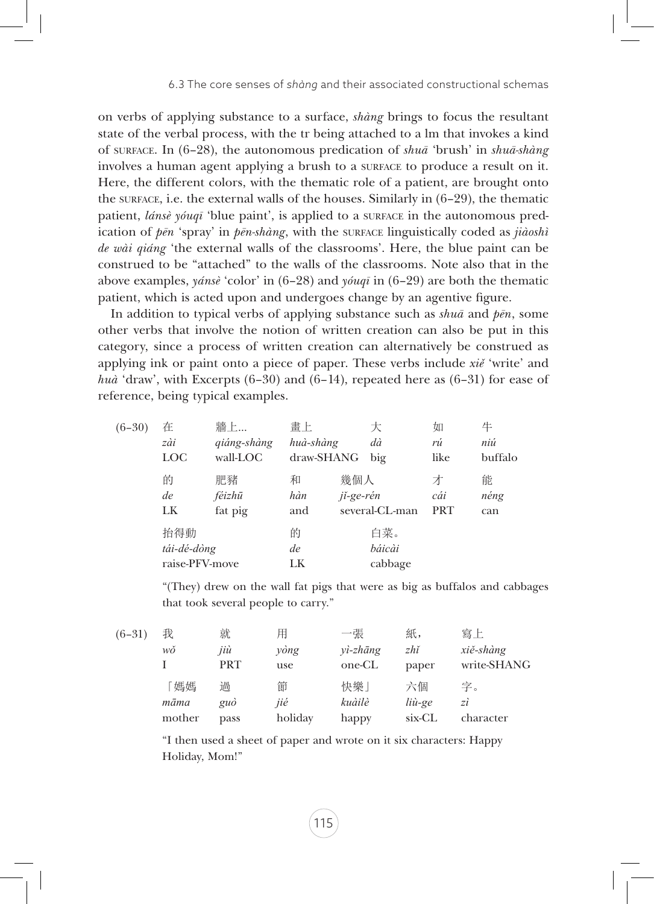on verbs of applying substance to a surface, ***shàng*** brings to focus the resultant state of the verbal process, with the tr being attached to a lm that invokes a kind of SURFACE. In (6–28), the autonomous predication of ***shuā*** 'brush' in ***shuā-shàng*** involves a human agent applying a brush to a SURFACE to produce a result on it. Here, the different colors, with the thematic role of a patient, are brought onto the SURFACE, i.e. the external walls of the houses. Similarly in (6–29), the thematic patient, ***lánsè yóuqī*** 'blue paint', is applied to a SURFACE in the autonomous predication of ***pēn*** 'spray' in ***pēn-shàng***, with the SURFACE linguistically coded as ***jiàoshì de wài qiáng*** 'the external walls of the classrooms'. Here, the blue paint can be construed to be "attached" to the walls of the classrooms. Note also that in the above examples, ***yánsè*** 'color' in (6–28) and ***yóuqī*** in (6–29) are both the thematic patient, which is acted upon and undergoes change by an agentive figure.

In addition to typical verbs of applying substance such as ***shuā*** and ***pēn***, some other verbs that involve the notion of written creation can also be put in this category, since a process of written creation can alternatively be construed as applying ink or paint onto a piece of paper. These verbs include ***xiě*** 'write' and ***huà*** 'draw', with Excerpts (6–30) and (6–14), repeated here as (6–31) for ease of reference, being typical examples.

(6–30)

| 在 | 牆上... | 畫上 | 大 | 如 | 牛 |
|---|---|---|---|---|---|
| *zài* | *qiáng-shàng* | *huà-shàng* | *dà* | *rú* | *niú* |
| LOC | wall-LOC | draw-SHANG | big | like | buffalo |

| 的 | 肥豬 | 和 | 幾個人 | 才 | 能 |
|---|---|---|---|---|---|
| *de* | *féizhū* | *hàn* | *jǐ-ge-rén* | *cái* | *néng* |
| LK | fat pig | and | several-CL-man | PRT | can |

| 抬得動 | 的 | 白菜。 |
|---|---|---|
| *tái-dé-dòng* | *de* | *báicài* |
| raise-PFV-move | LK | cabbage |

"(They) drew on the wall fat pigs that were as big as buffalos and cabbages that took several people to carry."

(6–31)

| 我 | 就 | 用 | 一張 | 紙， | 寫上 |
|---|---|---|---|---|---|
| *wǒ* | *jiù* | *yòng* | *yì-zhāng* | *zhǐ* | *xiě-shàng* |
| I | PRT | use | one-CL | paper | write-SHANG |

| 「媽媽 | 過 | 節 | 快樂」 | 六個 | 字。 |
|---|---|---|---|---|---|
| *māma* | *guò* | *jié* | *kuàilè* | *liù-ge* | *zì* |
| mother | pass | holiday | happy | six-CL | character |

"I then used a sheet of paper and wrote on it six characters: Happy Holiday, Mom!"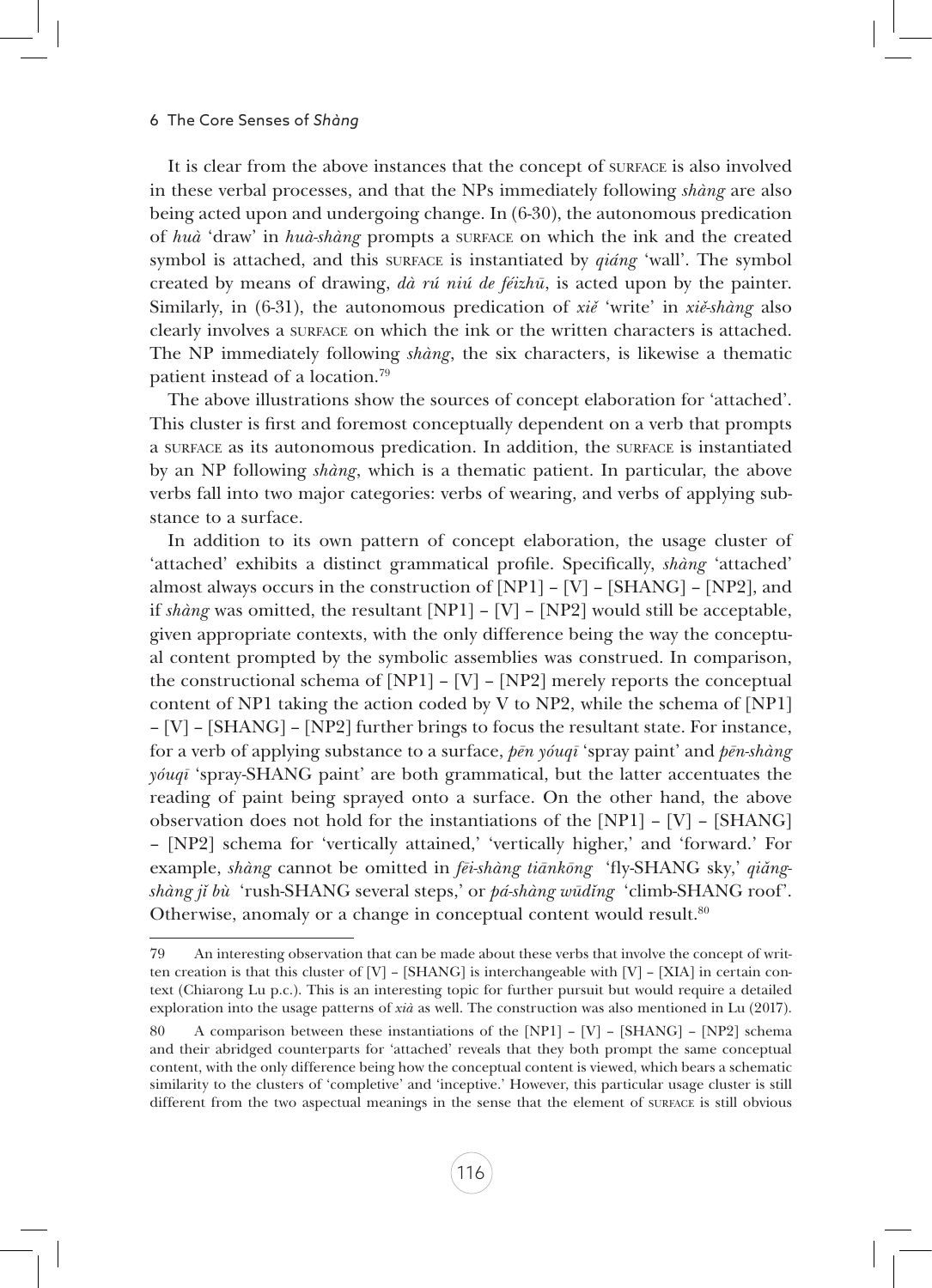It is clear from the above instances that the concept of SURFACE is also involved in these verbal processes, and that the NPs immediately following *shàng* are also being acted upon and undergoing change. In (6-30), the autonomous predication of *huà* 'draw' in *huà-shàng* prompts a SURFACE on which the ink and the created symbol is attached, and this SURFACE is instantiated by *qiáng* 'wall'. The symbol created by means of drawing, *dà rú niú de féizhū*, is acted upon by the painter. Similarly, in (6-31), the autonomous predication of *xiě* 'write' in *xiě-shàng* also clearly involves a SURFACE on which the ink or the written characters is attached. The NP immediately following *shàng*, the six characters, is likewise a thematic patient instead of a location.[79]

The above illustrations show the sources of concept elaboration for 'attached'. This cluster is first and foremost conceptually dependent on a verb that prompts a SURFACE as its autonomous predication. In addition, the SURFACE is instantiated by an NP following *shàng*, which is a thematic patient. In particular, the above verbs fall into two major categories: verbs of wearing, and verbs of applying substance to a surface.

In addition to its own pattern of concept elaboration, the usage cluster of 'attached' exhibits a distinct grammatical profile. Specifically, *shàng* 'attached' almost always occurs in the construction of [NP1] – [V] – [SHANG] – [NP2], and if *shàng* was omitted, the resultant [NP1] – [V] – [NP2] would still be acceptable, given appropriate contexts, with the only difference being the way the conceptual content prompted by the symbolic assemblies was construed. In comparison, the constructional schema of [NP1] – [V] – [NP2] merely reports the conceptual content of NP1 taking the action coded by V to NP2, while the schema of [NP1] – [V] – [SHANG] – [NP2] further brings to focus the resultant state. For instance, for a verb of applying substance to a surface, *pēn yóuqī* 'spray paint' and *pēn-shàng yóuqī* 'spray-SHANG paint' are both grammatical, but the latter accentuates the reading of paint being sprayed onto a surface. On the other hand, the above observation does not hold for the instantiations of the [NP1] – [V] – [SHANG] – [NP2] schema for 'vertically attained,' 'vertically higher,' and 'forward.' For example, *shàng* cannot be omitted in *fēi-shàng tiānkōng* 'fly-SHANG sky,' *qiǎng-shàng jǐ bù* 'rush-SHANG several steps,' or *pá-shàng wūdǐng* 'climb-SHANG roof'. Otherwise, anomaly or a change in conceptual content would result.[80]

---

79 An interesting observation that can be made about these verbs that involve the concept of written creation is that this cluster of [V] – [SHANG] is interchangeable with [V] – [XIA] in certain context (Chiarong Lu p.c.). This is an interesting topic for further pursuit but would require a detailed exploration into the usage patterns of *xià* as well. The construction was also mentioned in Lu (2017).

80 A comparison between these instantiations of the [NP1] – [V] – [SHANG] – [NP2] schema and their abridged counterparts for 'attached' reveals that they both prompt the same conceptual content, with the only difference being how the conceptual content is viewed, which bears a schematic similarity to the clusters of 'completive' and 'inceptive.' However, this particular usage cluster is still different from the two aspectual meanings in the sense that the element of SURFACE is still obvious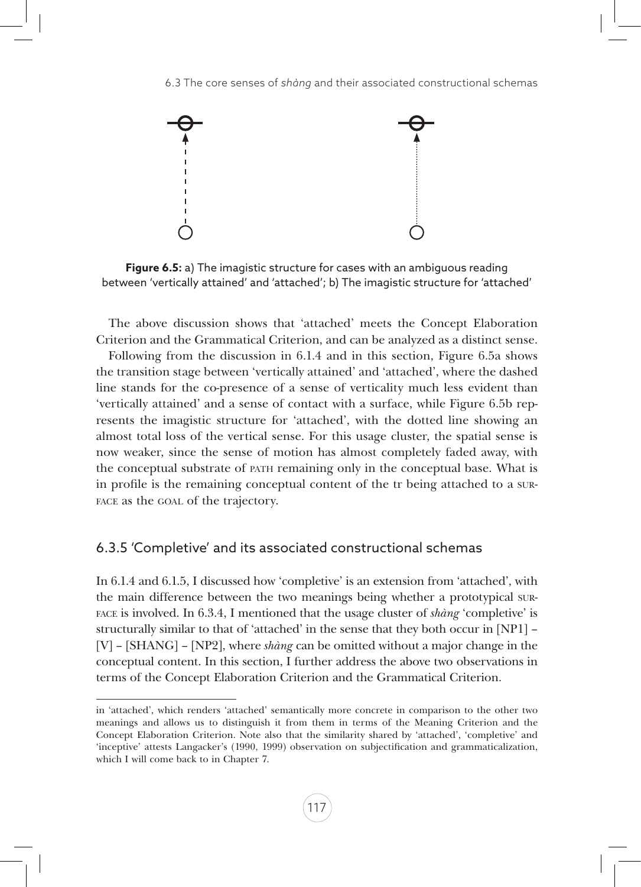**Figure 6.5:** a) The imagistic structure for cases with an ambiguous reading between 'vertically attained' and 'attached'; b) The imagistic structure for 'attached'

The above discussion shows that 'attached' meets the Concept Elaboration Criterion and the Grammatical Criterion, and can be analyzed as a distinct sense.

Following from the discussion in 6.1.4 and in this section, Figure 6.5a shows the transition stage between 'vertically attained' and 'attached', where the dashed line stands for the co-presence of a sense of verticality much less evident than 'vertically attained' and a sense of contact with a surface, while Figure 6.5b represents the imagistic structure for 'attached', with the dotted line showing an almost total loss of the vertical sense. For this usage cluster, the spatial sense is now weaker, since the sense of motion has almost completely faded away, with the conceptual substrate of PATH remaining only in the conceptual base. What is in profile is the remaining conceptual content of the tr being attached to a SURFACE as the GOAL of the trajectory.

### 6.3.5 'Completive' and its associated constructional schemas

In 6.1.4 and 6.1.5, I discussed how 'completive' is an extension from 'attached', with the main difference between the two meanings being whether a prototypical SURFACE is involved. In 6.3.4, I mentioned that the usage cluster of *shàng* 'completive' is structurally similar to that of 'attached' in the sense that they both occur in [NP1] – [V] – [SHANG] – [NP2], where *shàng* can be omitted without a major change in the conceptual content. In this section, I further address the above two observations in terms of the Concept Elaboration Criterion and the Grammatical Criterion.

in 'attached', which renders 'attached' semantically more concrete in comparison to the other two meanings and allows us to distinguish it from them in terms of the Meaning Criterion and the Concept Elaboration Criterion. Note also that the similarity shared by 'attached', 'completive' and 'inceptive' attests Langacker's (1990, 1999) observation on subjectification and grammaticalization, which I will come back to in Chapter 7.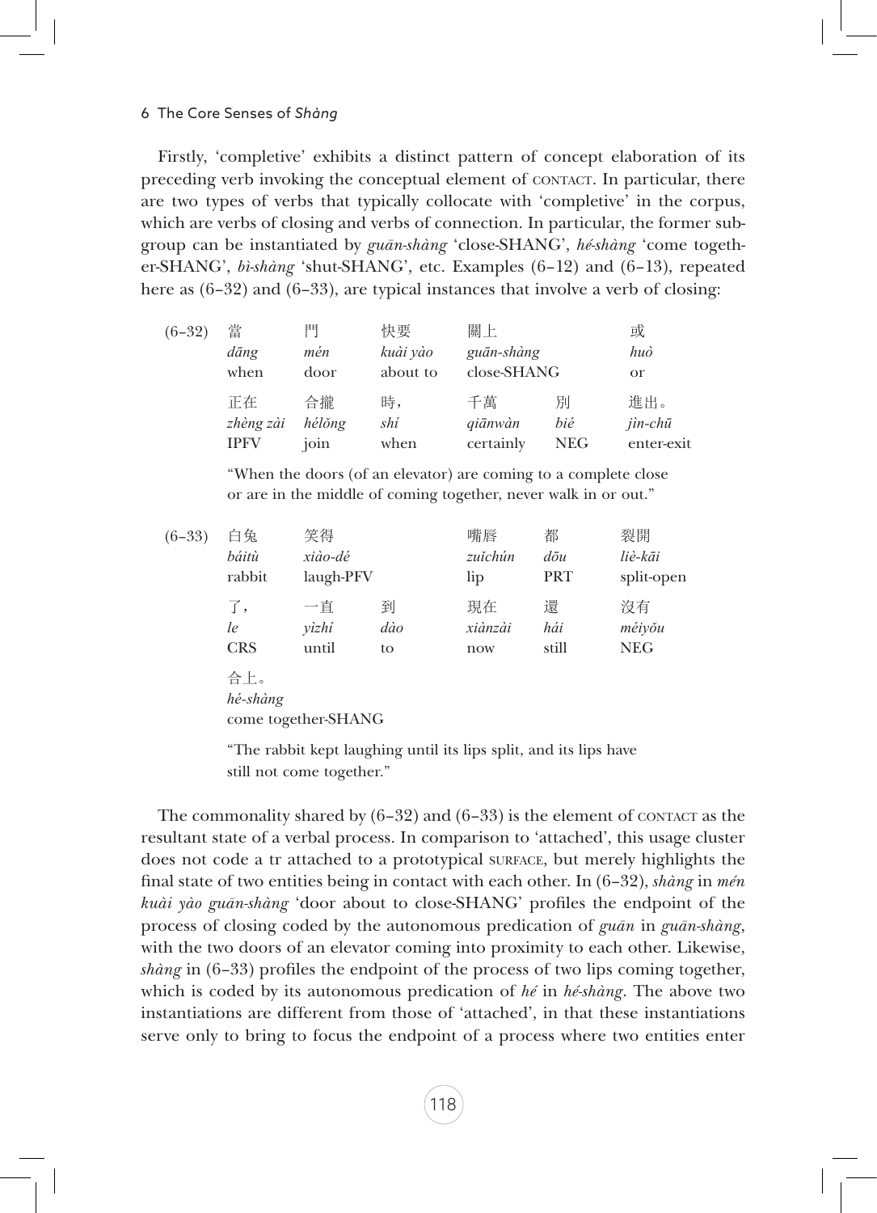Firstly, 'completive' exhibits a distinct pattern of concept elaboration of its preceding verb invoking the conceptual element of CONTACT. In particular, there are two types of verbs that typically collocate with 'completive' in the corpus, which are verbs of closing and verbs of connection. In particular, the former subgroup can be instantiated by *guān-shàng* 'close-SHANG', *hé-shàng* 'come together-SHANG', *bì-shàng* 'shut-SHANG', etc. Examples (6–12) and (6–13), repeated here as (6–32) and (6–33), are typical instances that involve a verb of closing:

(6–32)

| 當 | 門 | 快要 | 關上 | | 或 |
|---|---|---|---|---|---|
| *dāng* | *mén* | *kuài yào* | *guān-shàng* | | *huò* |
| when | door | about to | close-SHANG | | or |
| 正在 | 合攏 | 時， | 千萬 | 別 | 進出。 |
| *zhèng zài* | *hélǒng* | *shí* | *qiānwàn* | *bié* | *jìn-chū* |
| IPFV | join | when | certainly | NEG | enter-exit |

"When the doors (of an elevator) are coming to a complete close or are in the middle of coming together, never walk in or out."

(6–33)

| 白兔 | 笑得 | | 嘴唇 | 都 | 裂開 |
|---|---|---|---|---|---|
| *báitù* | *xiào-dé* | | *zuǐchún* | *dōu* | *liè-kāi* |
| rabbit | laugh-PFV | | lip | PRT | split-open |
| 了， | 一直 | 到 | 現在 | 還 | 沒有 |
| *le* | *yìzhí* | *dào* | *xiànzài* | *hái* | *méiyǒu* |
| CRS | until | to | now | still | NEG |
| 合上。 | | | | | |
| *hé-shàng* | | | | | |
| come together-SHANG | | | | | |

"The rabbit kept laughing until its lips split, and its lips have still not come together."

The commonality shared by (6–32) and (6–33) is the element of CONTACT as the resultant state of a verbal process. In comparison to 'attached', this usage cluster does not code a tr attached to a prototypical SURFACE, but merely highlights the final state of two entities being in contact with each other. In (6–32), *shàng* in *mén kuài yào guān-shàng* 'door about to close-SHANG' profiles the endpoint of the process of closing coded by the autonomous predication of *guān* in *guān-shàng*, with the two doors of an elevator coming into proximity to each other. Likewise, *shàng* in (6–33) profiles the endpoint of the process of two lips coming together, which is coded by its autonomous predication of *hé* in *hé-shàng*. The above two instantiations are different from those of 'attached', in that these instantiations serve only to bring to focus the endpoint of a process where two entities enter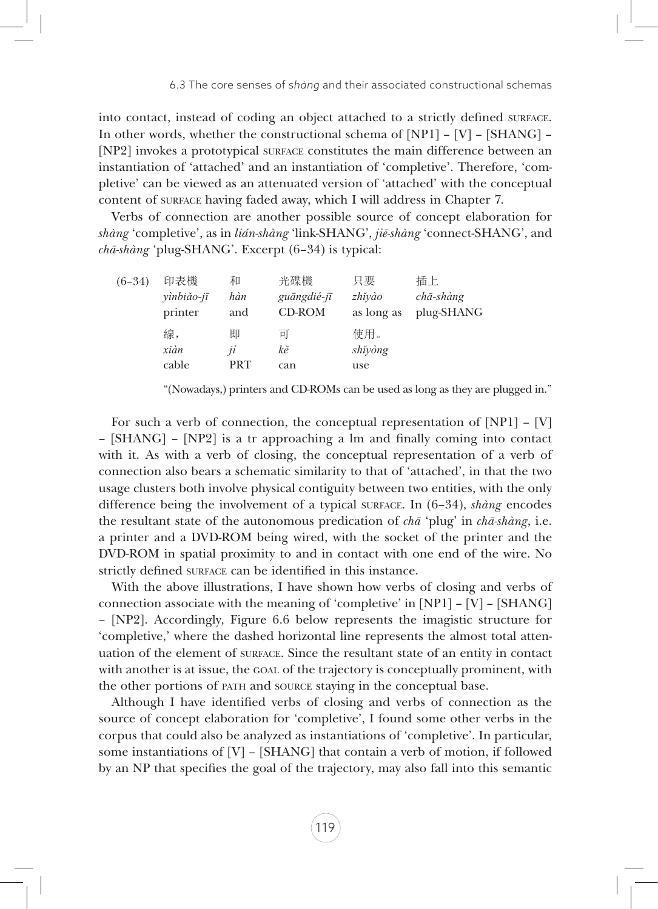into contact, instead of coding an object attached to a strictly defined SURFACE. In other words, whether the constructional schema of [NP1] – [V] – [SHANG] – [NP2] invokes a prototypical SURFACE constitutes the main difference between an instantiation of 'attached' and an instantiation of 'completive'. Therefore, 'completive' can be viewed as an attenuated version of 'attached' with the conceptual content of SURFACE having faded away, which I will address in Chapter 7.

Verbs of connection are another possible source of concept elaboration for *shàng* 'completive', as in *lián-shàng* 'link-SHANG', *jiē-shàng* 'connect-SHANG', and *chā-shàng* 'plug-SHANG'. Excerpt (6–34) is typical:

| (6–34) | 印表機 | 和 | 光碟機 | 只要 | 插上 |
|---|---|---|---|---|---|
| | *yìnbiǎo-jī* | *hàn* | *guāngdié-jī* | *zhǐyào* | *chā-shàng* |
| | printer | and | CD-ROM | as long as | plug-SHANG |
| | 線， | 即 | 可 | 使用。 | |
| | *xiàn* | *jí* | *kě* | *shǐyòng* | |
| | cable | PRT | can | use | |

"(Nowadays,) printers and CD-ROMs can be used as long as they are plugged in."

For such a verb of connection, the conceptual representation of [NP1] – [V] – [SHANG] – [NP2] is a tr approaching a lm and finally coming into contact with it. As with a verb of closing, the conceptual representation of a verb of connection also bears a schematic similarity to that of 'attached', in that the two usage clusters both involve physical contiguity between two entities, with the only difference being the involvement of a typical SURFACE. In (6–34), *shàng* encodes the resultant state of the autonomous predication of *chā* 'plug' in *chā-shàng*, i.e. a printer and a DVD-ROM being wired, with the socket of the printer and the DVD-ROM in spatial proximity to and in contact with one end of the wire. No strictly defined SURFACE can be identified in this instance.

With the above illustrations, I have shown how verbs of closing and verbs of connection associate with the meaning of 'completive' in [NP1] – [V] – [SHANG] – [NP2]. Accordingly, Figure 6.6 below represents the imagistic structure for 'completive,' where the dashed horizontal line represents the almost total attenuation of the element of SURFACE. Since the resultant state of an entity in contact with another is at issue, the GOAL of the trajectory is conceptually prominent, with the other portions of PATH and SOURCE staying in the conceptual base.

Although I have identified verbs of closing and verbs of connection as the source of concept elaboration for 'completive', I found some other verbs in the corpus that could also be analyzed as instantiations of 'completive'. In particular, some instantiations of [V] – [SHANG] that contain a verb of motion, if followed by an NP that specifies the goal of the trajectory, may also fall into this semantic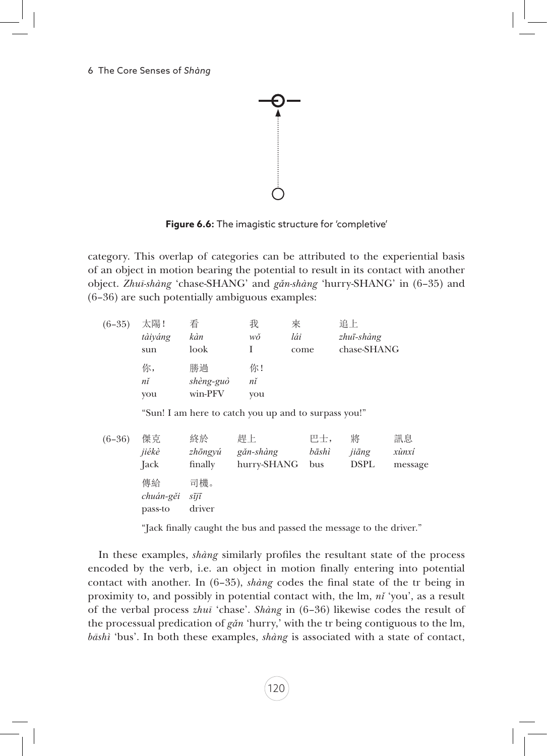**Figure 6.6:** The imagistic structure for 'completive'

category. This overlap of categories can be attributed to the experiential basis of an object in motion bearing the potential to result in its contact with another object. *Zhuī-shàng* 'chase-SHANG' and *gǎn-shàng* 'hurry-SHANG' in (6–35) and (6–36) are such potentially ambiguous examples:

(6–35)

| 太陽！ | 看 | 我 | 來 | 追上 |
|---|---|---|---|---|
| *tàiyáng* | *kàn* | *wǒ* | *lái* | *zhuī-shàng* |
| sun | look | I | come | chase-SHANG |

| 你， | 勝過 | 你！ |
|---|---|---|
| *nǐ* | *shèng-guò* | *nǐ* |
| you | win-PFV | you |

"Sun! I am here to catch you up and to surpass you!"

(6–36)

| 傑克 | 終於 | 趕上 | 巴士， | 將 | 訊息 |
|---|---|---|---|---|---|
| *jiékè* | *zhōngyú* | *gǎn-shàng* | *bāshì* | *jiāng* | *xùnxí* |
| Jack | finally | hurry-SHANG | bus | DSPL | message |

| 傳給 | 司機。 |
|---|---|
| *chuán-gěi* | *sījī* |
| pass-to | driver |

"Jack finally caught the bus and passed the message to the driver."

In these examples, *shàng* similarly profiles the resultant state of the process encoded by the verb, i.e. an object in motion finally entering into potential contact with another. In (6–35), *shàng* codes the final state of the tr being in proximity to, and possibly in potential contact with, the lm, *nǐ* 'you', as a result of the verbal process *zhuī* 'chase'. *Shàng* in (6–36) likewise codes the result of the processual predication of *gǎn* 'hurry,' with the tr being contiguous to the lm, *bāshì* 'bus'. In both these examples, *shàng* is associated with a state of contact,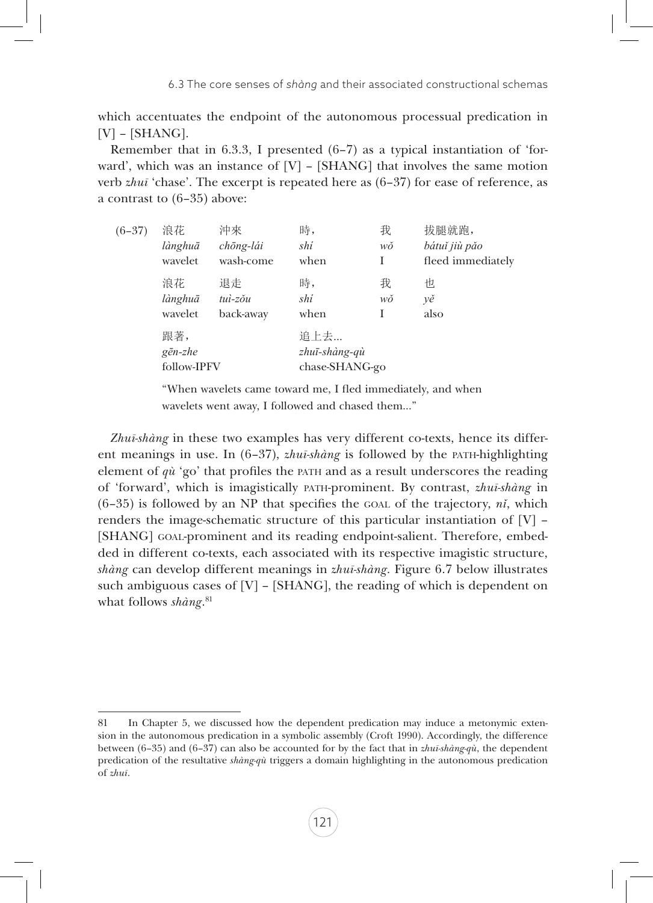which accentuates the endpoint of the autonomous processual predication in [V] – [SHANG].

Remember that in 6.3.3, I presented (6–7) as a typical instantiation of 'forward', which was an instance of [V] – [SHANG] that involves the same motion verb *zhuī* 'chase'. The excerpt is repeated here as (6–37) for ease of reference, as a contrast to (6–35) above:

| (6–37) | 浪花 | 沖來 | 時， | 我 | 拔腿就跑， |
|---|---|---|---|---|---|
| | *lànghuā* | *chōng-lái* | *shí* | *wǒ* | *bátuǐ jiù pǎo* |
| | wavelet | wash-come | when | I | fled immediately |
| | 浪花 | 退走 | 時， | 我 | 也 |
| | *lànghuā* | *tuì-zǒu* | *shí* | *wǒ* | *yě* |
| | wavelet | back-away | when | I | also |
| | 跟著， | | 追上去... | | |
| | *gēn-zhe* | | *zhuī-shàng-qù* | | |
| | follow-IPFV | | chase-SHANG-go | | |

"When wavelets came toward me, I fled immediately, and when wavelets went away, I followed and chased them..."

*Zhuī-shàng* in these two examples has very different co-texts, hence its different meanings in use. In (6–37), *zhuī-shàng* is followed by the PATH-highlighting element of *qù* 'go' that profiles the PATH and as a result underscores the reading of 'forward', which is imagistically PATH-prominent. By contrast, *zhuī-shàng* in (6–35) is followed by an NP that specifies the GOAL of the trajectory, *nǐ*, which renders the image-schematic structure of this particular instantiation of [V] – [SHANG] GOAL-prominent and its reading endpoint-salient. Therefore, embedded in different co-texts, each associated with its respective imagistic structure, *shàng* can develop different meanings in *zhuī-shàng*. Figure 6.7 below illustrates such ambiguous cases of [V] – [SHANG], the reading of which is dependent on what follows *shàng*.[81]

---

81 In Chapter 5, we discussed how the dependent predication may induce a metonymic extension in the autonomous predication in a symbolic assembly (Croft 1990). Accordingly, the difference between (6–35) and (6–37) can also be accounted for by the fact that in *zhuī-shàng-qù*, the dependent predication of the resultative *shàng-qù* triggers a domain highlighting in the autonomous predication of *zhuī*.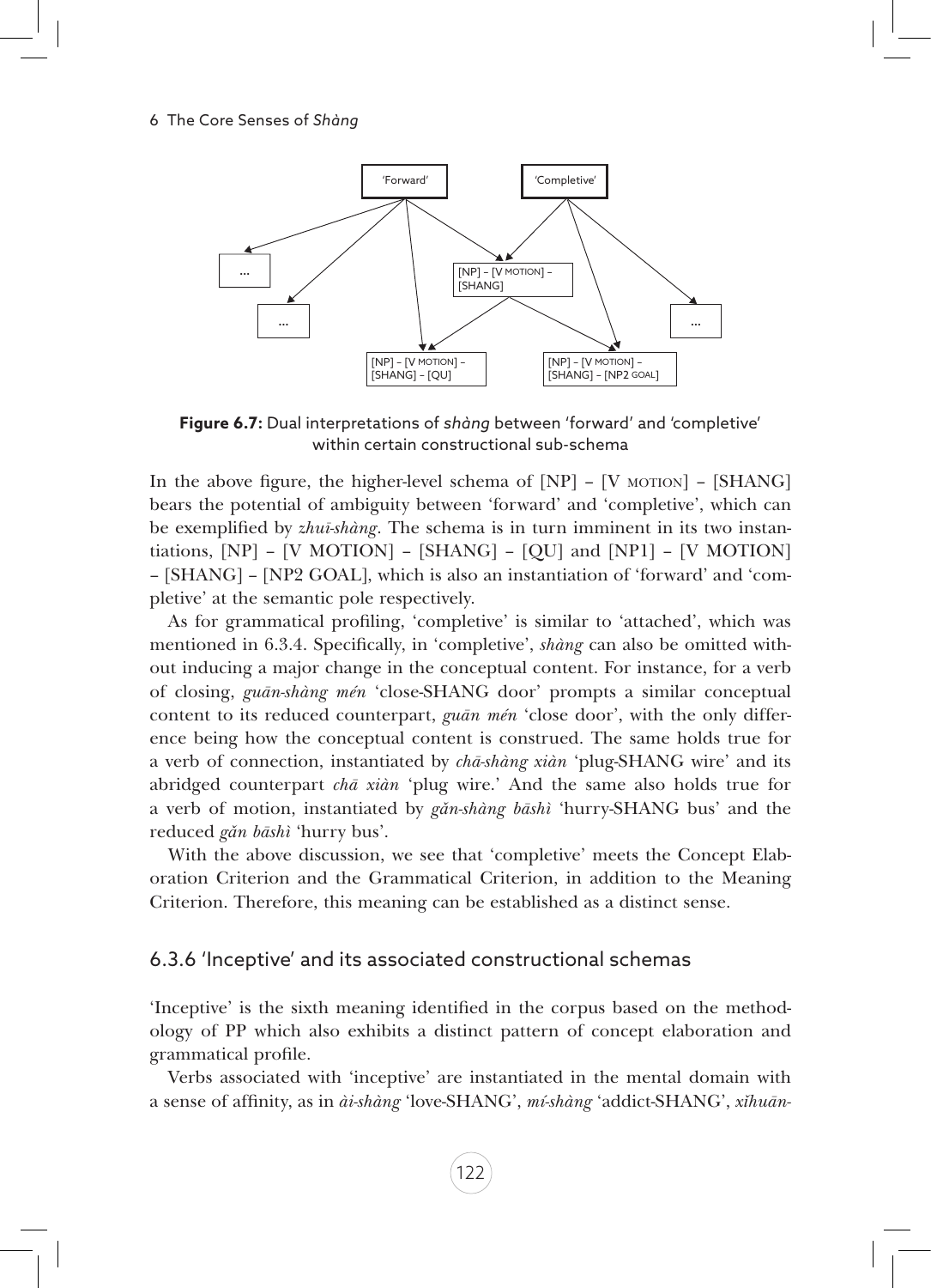'Forward'

'Completive'

...

...

[NP] – [V MOTION] – [SHANG]

...

[NP] – [V MOTION] – [SHANG] – [QU]

[NP] – [V MOTION] – [SHANG] – [NP2 GOAL]

**Figure 6.7:** Dual interpretations of *shàng* between 'forward' and 'completive' within certain constructional sub-schema

In the above figure, the higher-level schema of [NP] – [V MOTION] – [SHANG] bears the potential of ambiguity between 'forward' and 'completive', which can be exemplified by *zhuī-shàng*. The schema is in turn imminent in its two instantiations, [NP] – [V MOTION] – [SHANG] – [QU] and [NP1] – [V MOTION] – [SHANG] – [NP2 GOAL], which is also an instantiation of 'forward' and 'completive' at the semantic pole respectively.

As for grammatical profiling, 'completive' is similar to 'attached', which was mentioned in 6.3.4. Specifically, in 'completive', *shàng* can also be omitted without inducing a major change in the conceptual content. For instance, for a verb of closing, *guān-shàng mén* 'close-SHANG door' prompts a similar conceptual content to its reduced counterpart, *guān mén* 'close door', with the only difference being how the conceptual content is construed. The same holds true for a verb of connection, instantiated by *chā-shàng xiàn* 'plug-SHANG wire' and its abridged counterpart *chā xiàn* 'plug wire.' And the same also holds true for a verb of motion, instantiated by *gǎn-shàng bāshì* 'hurry-SHANG bus' and the reduced *gǎn bāshì* 'hurry bus'.

With the above discussion, we see that 'completive' meets the Concept Elaboration Criterion and the Grammatical Criterion, in addition to the Meaning Criterion. Therefore, this meaning can be established as a distinct sense.

### 6.3.6 'Inceptive' and its associated constructional schemas

'Inceptive' is the sixth meaning identified in the corpus based on the methodology of PP which also exhibits a distinct pattern of concept elaboration and grammatical profile.

Verbs associated with 'inceptive' are instantiated in the mental domain with a sense of affinity, as in *ài-shàng* 'love-SHANG', *mí-shàng* 'addict-SHANG', *xǐhuān-*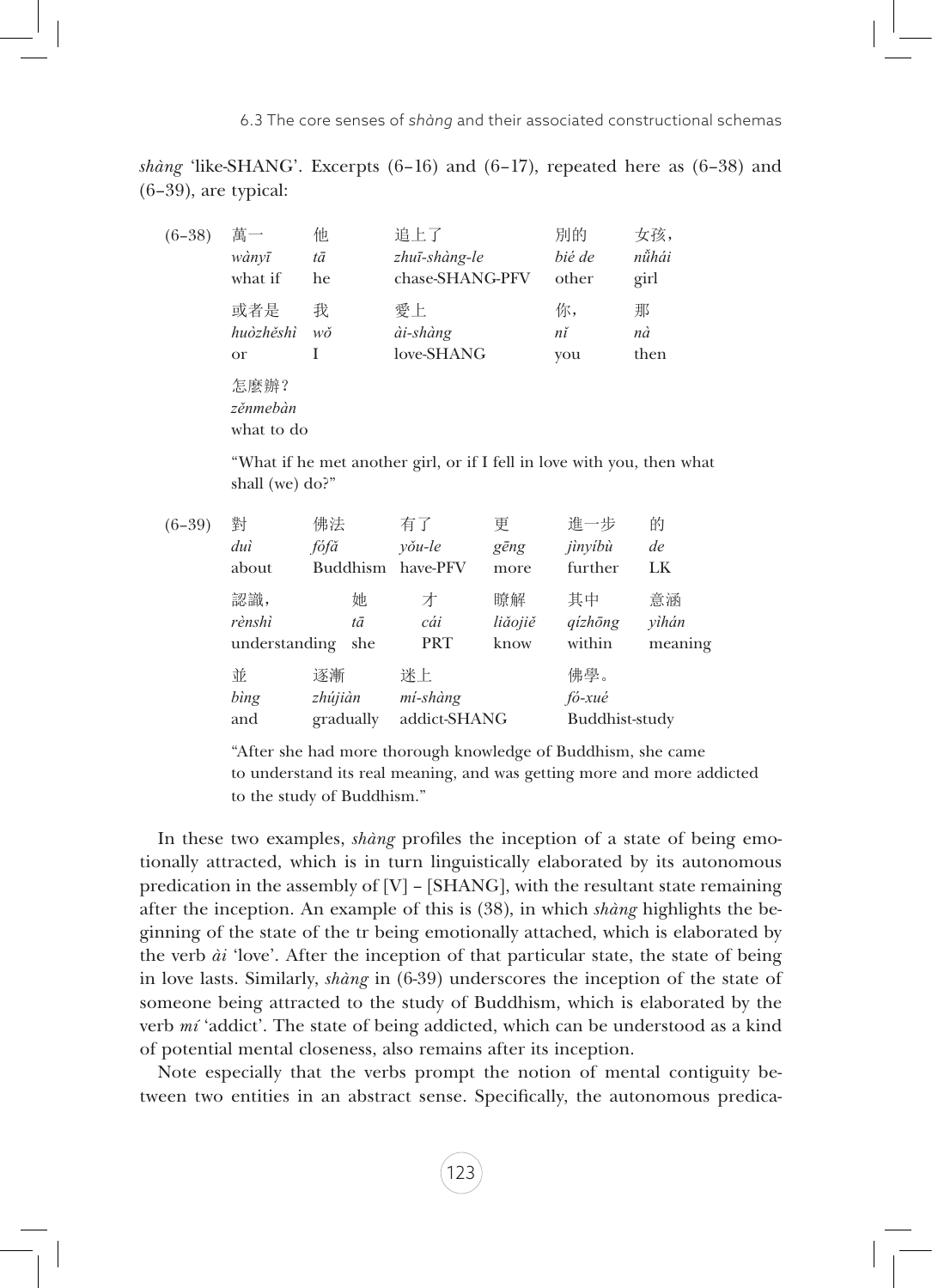*shàng* 'like-SHANG'. Excerpts (6–16) and (6–17), repeated here as (6–38) and (6–39), are typical:

(6–38)

| 萬一 | 他 | 追上了 | 別的 | 女孩， |
|---|---|---|---|---|
| *wànyī* | *tā* | *zhuī-shàng-le* | *bié de* | *nǚhái* |
| what if | he | chase-SHANG-PFV | other | girl |
| 或者是 | 我 | 愛上 | 你， | 那 |
| *huòzhěshì* | *wǒ* | *ài-shàng* | *nǐ* | *nà* |
| or | I | love-SHANG | you | then |
| 怎麼辦？ | | | | |
| *zěnmebàn* | | | | |
| what to do | | | | |

"What if he met another girl, or if I fell in love with you, then what shall (we) do?"

(6–39)

| 對 | 佛法 | 有了 | 更 | 進一步 | 的 |
|---|---|---|---|---|---|
| *duì* | *fófǎ* | *yǒu-le* | *gēng* | *jìnyíbù* | *de* |
| about | Buddhism | have-PFV | more | further | LK |
| 認識， | 她 | 才 | 瞭解 | 其中 | 意涵 |
| *rènshì* | *tā* | *cái* | *liǎojiě* | *qízhōng* | *yìhán* |
| understanding | she | PRT | know | within | meaning |
| 並 | 逐漸 | 迷上 | | 佛學。 | |
| *bìng* | *zhújiàn* | *mí-shàng* | | *fó-xué* | |
| and | gradually | addict-SHANG | | Buddhist-study | |

"After she had more thorough knowledge of Buddhism, she came to understand its real meaning, and was getting more and more addicted to the study of Buddhism."

In these two examples, *shàng* profiles the inception of a state of being emotionally attracted, which is in turn linguistically elaborated by its autonomous predication in the assembly of [V] – [SHANG], with the resultant state remaining after the inception. An example of this is (38), in which *shàng* highlights the beginning of the state of the tr being emotionally attached, which is elaborated by the verb *ài* 'love'. After the inception of that particular state, the state of being in love lasts. Similarly, *shàng* in (6-39) underscores the inception of the state of someone being attracted to the study of Buddhism, which is elaborated by the verb *mí* 'addict'. The state of being addicted, which can be understood as a kind of potential mental closeness, also remains after its inception.

Note especially that the verbs prompt the notion of mental contiguity between two entities in an abstract sense. Specifically, the autonomous predica-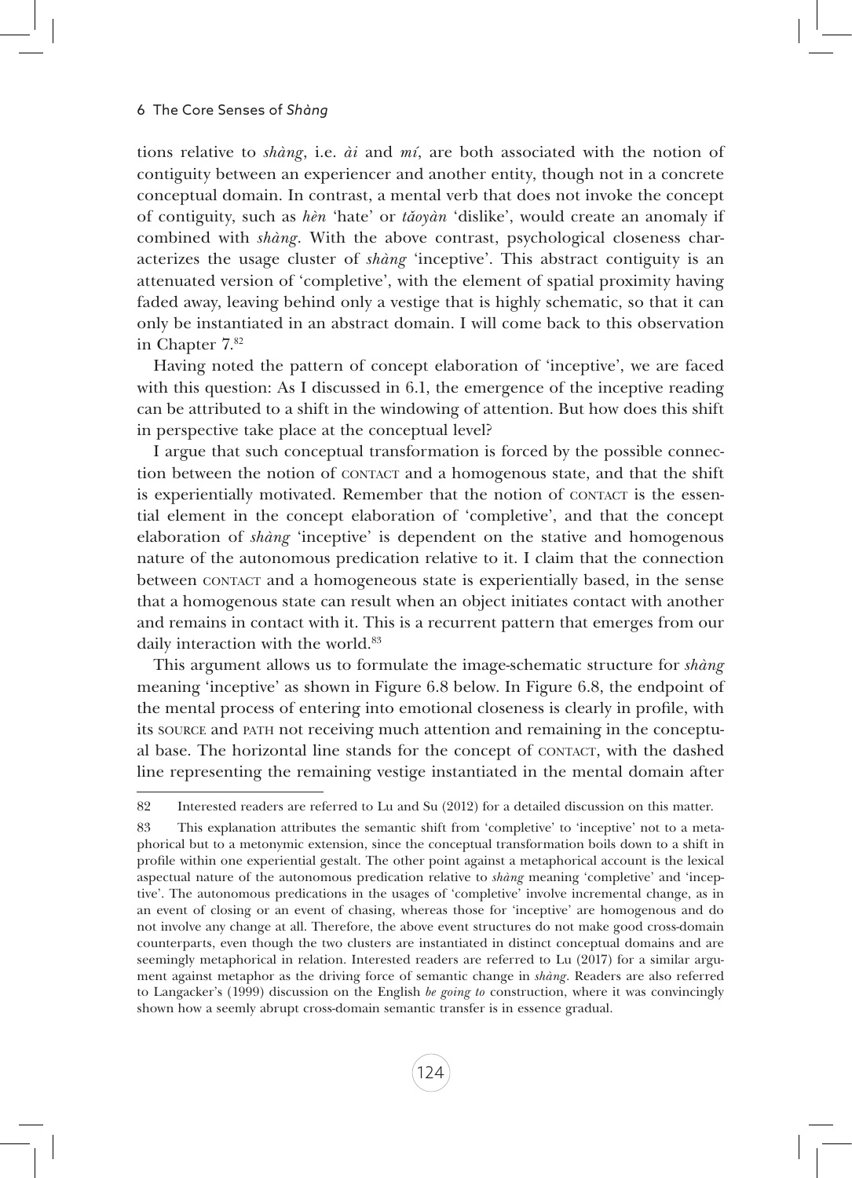tions relative to *shàng*, i.e. *ài* and *mí*, are both associated with the notion of contiguity between an experiencer and another entity, though not in a concrete conceptual domain. In contrast, a mental verb that does not invoke the concept of contiguity, such as *hèn* 'hate' or *tǎoyàn* 'dislike', would create an anomaly if combined with *shàng*. With the above contrast, psychological closeness characterizes the usage cluster of *shàng* 'inceptive'. This abstract contiguity is an attenuated version of 'completive', with the element of spatial proximity having faded away, leaving behind only a vestige that is highly schematic, so that it can only be instantiated in an abstract domain. I will come back to this observation in Chapter 7.[82]

Having noted the pattern of concept elaboration of 'inceptive', we are faced with this question: As I discussed in 6.1, the emergence of the inceptive reading can be attributed to a shift in the windowing of attention. But how does this shift in perspective take place at the conceptual level?

I argue that such conceptual transformation is forced by the possible connection between the notion of CONTACT and a homogenous state, and that the shift is experientially motivated. Remember that the notion of CONTACT is the essential element in the concept elaboration of 'completive', and that the concept elaboration of *shàng* 'inceptive' is dependent on the stative and homogenous nature of the autonomous predication relative to it. I claim that the connection between CONTACT and a homogeneous state is experientially based, in the sense that a homogenous state can result when an object initiates contact with another and remains in contact with it. This is a recurrent pattern that emerges from our daily interaction with the world.[83]

This argument allows us to formulate the image-schematic structure for *shàng* meaning 'inceptive' as shown in Figure 6.8 below. In Figure 6.8, the endpoint of the mental process of entering into emotional closeness is clearly in profile, with its SOURCE and PATH not receiving much attention and remaining in the conceptual base. The horizontal line stands for the concept of CONTACT, with the dashed line representing the remaining vestige instantiated in the mental domain after

---

82 Interested readers are referred to Lu and Su (2012) for a detailed discussion on this matter.

83 This explanation attributes the semantic shift from 'completive' to 'inceptive' not to a metaphorical but to a metonymic extension, since the conceptual transformation boils down to a shift in profile within one experiential gestalt. The other point against a metaphorical account is the lexical aspectual nature of the autonomous predication relative to *shàng* meaning 'completive' and 'inceptive'. The autonomous predications in the usages of 'completive' involve incremental change, as in an event of closing or an event of chasing, whereas those for 'inceptive' are homogenous and do not involve any change at all. Therefore, the above event structures do not make good cross-domain counterparts, even though the two clusters are instantiated in distinct conceptual domains and are seemingly metaphorical in relation. Interested readers are referred to Lu (2017) for a similar argument against metaphor as the driving force of semantic change in *shàng*. Readers are also referred to Langacker's (1999) discussion on the English *be going to* construction, where it was convincingly shown how a seemly abrupt cross-domain semantic transfer is in essence gradual.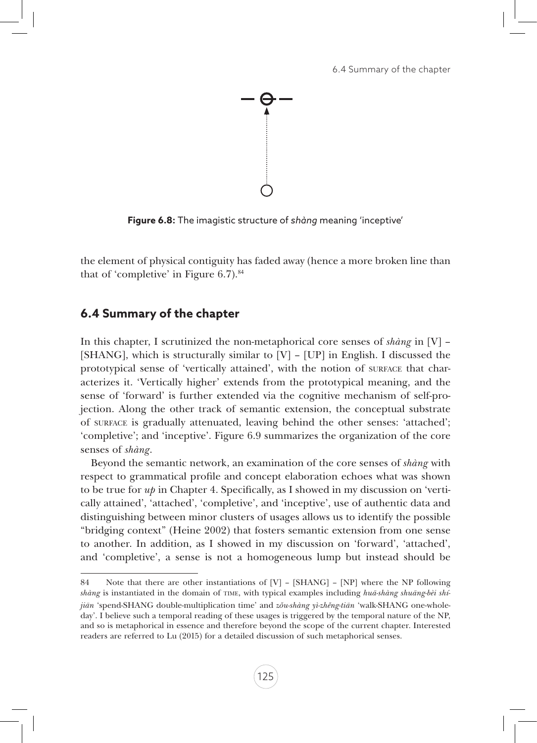**Figure 6.8:** The imagistic structure of *shàng* meaning 'inceptive'

the element of physical contiguity has faded away (hence a more broken line than that of 'completive' in Figure 6.7).[84]

## 6.4 Summary of the chapter

In this chapter, I scrutinized the non-metaphorical core senses of *shàng* in [V] – [SHANG], which is structurally similar to [V] – [UP] in English. I discussed the prototypical sense of 'vertically attained', with the notion of SURFACE that characterizes it. 'Vertically higher' extends from the prototypical meaning, and the sense of 'forward' is further extended via the cognitive mechanism of self-projection. Along the other track of semantic extension, the conceptual substrate of SURFACE is gradually attenuated, leaving behind the other senses: 'attached'; 'completive'; and 'inceptive'. Figure 6.9 summarizes the organization of the core senses of *shàng*.

Beyond the semantic network, an examination of the core senses of *shàng* with respect to grammatical profile and concept elaboration echoes what was shown to be true for *up* in Chapter 4. Specifically, as I showed in my discussion on 'vertically attained', 'attached', 'completive', and 'inceptive', use of authentic data and distinguishing between minor clusters of usages allows us to identify the possible "bridging context" (Heine 2002) that fosters semantic extension from one sense to another. In addition, as I showed in my discussion on 'forward', 'attached', and 'completive', a sense is not a homogeneous lump but instead should be

---

84 Note that there are other instantiations of [V] – [SHANG] – [NP] where the NP following *shàng* is instantiated in the domain of TIME, with typical examples including *huā-shàng shuāng-bèi shí-jiān* 'spend-SHANG double-multiplication time' and *zǒu-shàng yì-zhěng-tiān* 'walk-SHANG one-whole-day'. I believe such a temporal reading of these usages is triggered by the temporal nature of the NP, and so is metaphorical in essence and therefore beyond the scope of the current chapter. Interested readers are referred to Lu (2015) for a detailed discussion of such metaphorical senses.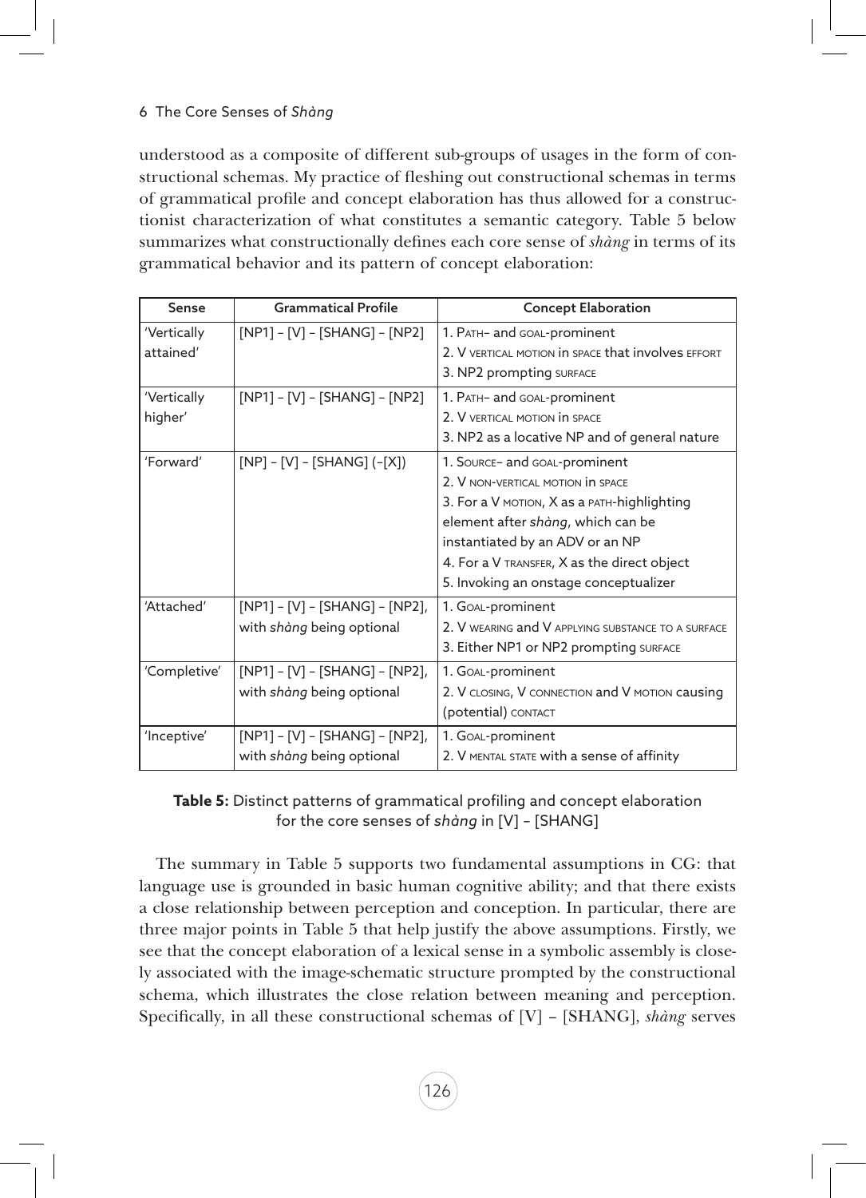understood as a composite of different sub-groups of usages in the form of constructional schemas. My practice of fleshing out constructional schemas in terms of grammatical profile and concept elaboration has thus allowed for a constructionist characterization of what constitutes a semantic category. Table 5 below summarizes what constructionally defines each core sense of *shàng* in terms of its grammatical behavior and its pattern of concept elaboration:

| Sense | Grammatical Profile | Concept Elaboration |
|---|---|---|
| 'Vertically attained' | [NP1] – [V] – [SHANG] – [NP2] | 1. PATH- and GOAL-prominent<br>2. V VERTICAL MOTION in SPACE that involves EFFORT<br>3. NP2 prompting SURFACE |
| 'Vertically higher' | [NP1] – [V] – [SHANG] – [NP2] | 1. PATH- and GOAL-prominent<br>2. V VERTICAL MOTION in SPACE<br>3. NP2 as a locative NP and of general nature |
| 'Forward' | [NP] – [V] – [SHANG] (–[X]) | 1. SOURCE- and GOAL-prominent<br>2. V NON-VERTICAL MOTION in SPACE<br>3. For a V MOTION, X as a PATH-highlighting element after *shàng*, which can be instantiated by an ADV or an NP<br>4. For a V TRANSFER, X as the direct object<br>5. Invoking an onstage conceptualizer |
| 'Attached' | [NP1] – [V] – [SHANG] – [NP2], with *shàng* being optional | 1. GOAL-prominent<br>2. V WEARING and V APPLYING SUBSTANCE TO A SURFACE<br>3. Either NP1 or NP2 prompting SURFACE |
| 'Completive' | [NP1] – [V] – [SHANG] – [NP2], with *shàng* being optional | 1. GOAL-prominent<br>2. V CLOSING, V CONNECTION and V MOTION causing (potential) CONTACT |
| 'Inceptive' | [NP1] – [V] – [SHANG] – [NP2], with *shàng* being optional | 1. GOAL-prominent<br>2. V MENTAL STATE with a sense of affinity |

**Table 5:** Distinct patterns of grammatical profiling and concept elaboration for the core senses of *shàng* in [V] – [SHANG]

The summary in Table 5 supports two fundamental assumptions in CG: that language use is grounded in basic human cognitive ability; and that there exists a close relationship between perception and conception. In particular, there are three major points in Table 5 that help justify the above assumptions. Firstly, we see that the concept elaboration of a lexical sense in a symbolic assembly is closely associated with the image-schematic structure prompted by the constructional schema, which illustrates the close relation between meaning and perception. Specifically, in all these constructional schemas of [V] – [SHANG], *shàng* serves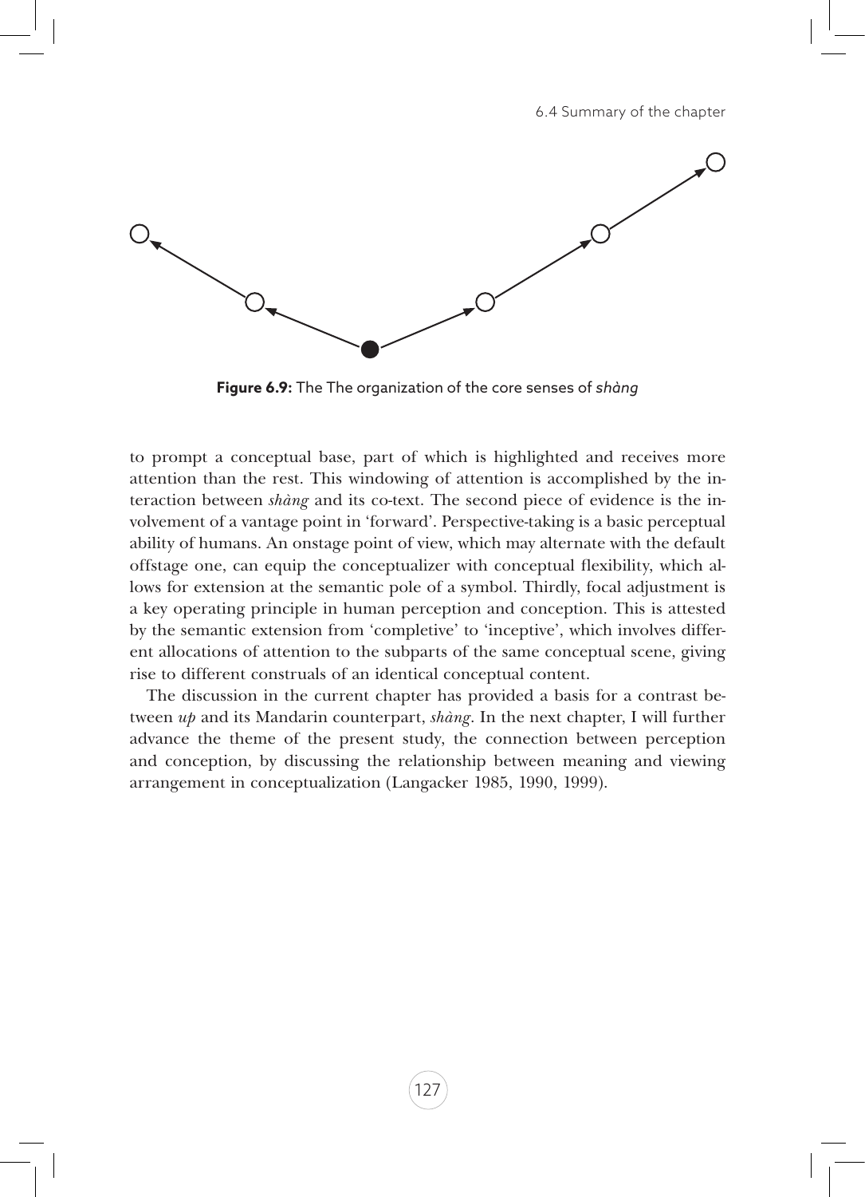**Figure 6.9:** The The organization of the core senses of *shàng*

to prompt a conceptual base, part of which is highlighted and receives more attention than the rest. This windowing of attention is accomplished by the interaction between *shàng* and its co-text. The second piece of evidence is the involvement of a vantage point in 'forward'. Perspective-taking is a basic perceptual ability of humans. An onstage point of view, which may alternate with the default offstage one, can equip the conceptualizer with conceptual flexibility, which allows for extension at the semantic pole of a symbol. Thirdly, focal adjustment is a key operating principle in human perception and conception. This is attested by the semantic extension from 'completive' to 'inceptive', which involves different allocations of attention to the subparts of the same conceptual scene, giving rise to different construals of an identical conceptual content.

The discussion in the current chapter has provided a basis for a contrast between *up* and its Mandarin counterpart, *shàng*. In the next chapter, I will further advance the theme of the present study, the connection between perception and conception, by discussing the relationship between meaning and viewing arrangement in conceptualization (Langacker 1985, 1990, 1999).